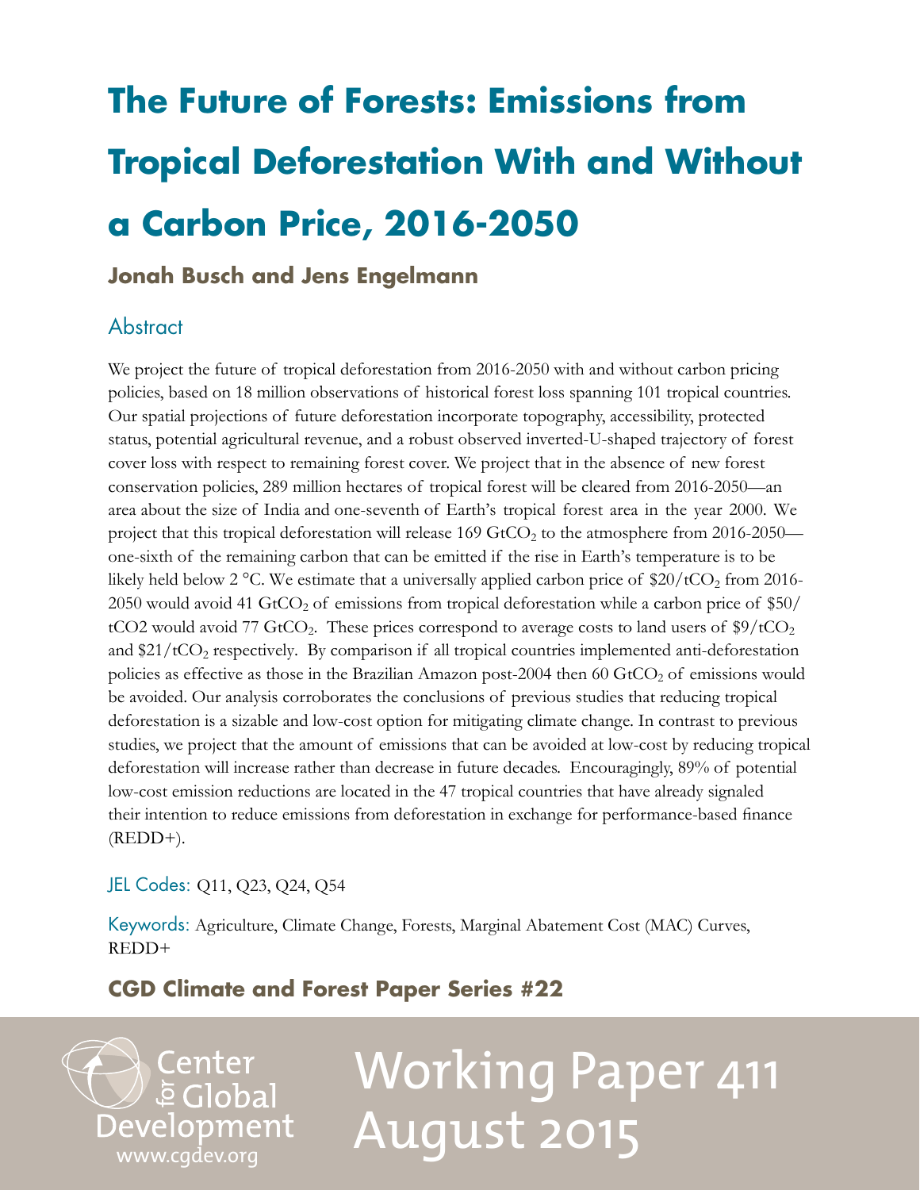# The Future of Forests: Emissions from Tropical Deforestation With and Without a Carbon Price, 2016-2050

**Jonah Busch and Jens Engelmann**

## Abstract

We project the future of tropical deforestation from 2016-2050 with and without carbon pricing policies, based on 18 million observations of historical forest loss spanning 101 tropical countries. Our spatial projections of future deforestation incorporate topography, accessibility, protected status, potential agricultural revenue, and a robust observed inverted-U-shaped trajectory of forest cover loss with respect to remaining forest cover. We project that in the absence of new forest conservation policies, 289 million hectares of tropical forest will be cleared from 2016-2050—an area about the size of India and one-seventh of Earth's tropical forest area in the year 2000. We project that this tropical deforestation will release 169 $GtCO_2$ to the atmosphere from 2016-2050—one-sixth of the remaining carbon that can be emitted if the rise in Earth's temperature is to be likely held below 2 °C. We estimate that a universally applied carbon price of $20/$tCO_2$ from 2016-2050 would avoid 41 $GtCO_2$ of emissions from tropical deforestation while a carbon price of $50/tCO2 would avoid 77 $GtCO_2$. These prices correspond to average costs to land users of $9/$tCO_2$ and $21/$tCO_2$ respectively. By comparison if all tropical countries implemented anti-deforestation policies as effective as those in the Brazilian Amazon post-2004 then 60 $GtCO_2$ of emissions would be avoided. Our analysis corroborates the conclusions of previous studies that reducing tropical deforestation is a sizable and low-cost option for mitigating climate change. In contrast to previous studies, we project that the amount of emissions that can be avoided at low-cost by reducing tropical deforestation will increase rather than decrease in future decades. Encouragingly, 89% of potential low-cost emission reductions are located in the 47 tropical countries that have already signaled their intention to reduce emissions from deforestation in exchange for performance-based finance (REDD+).

JEL Codes: Q11, Q23, Q24, Q54

Keywords: Agriculture, Climate Change, Forests, Marginal Abatement Cost (MAC) Curves, REDD+

**CGD Climate and Forest Paper Series #22**

Center for Global Development
www.cgdev.org

Working Paper 411
August 2015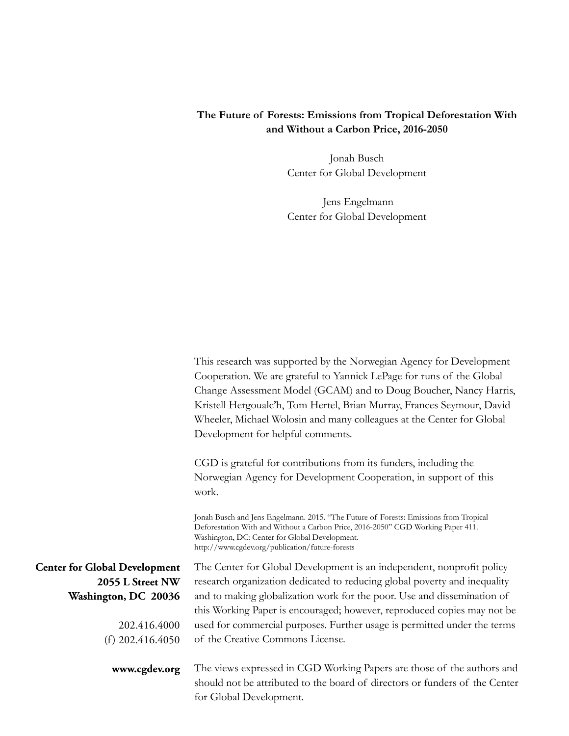**The Future of Forests: Emissions from Tropical Deforestation With and Without a Carbon Price, 2016-2050**

Jonah Busch
Center for Global Development

Jens Engelmann
Center for Global Development

This research was supported by the Norwegian Agency for Development Cooperation. We are grateful to Yannick LePage for runs of the Global Change Assessment Model (GCAM) and to Doug Boucher, Nancy Harris, Kristell Hergoualc'h, Tom Hertel, Brian Murray, Frances Seymour, David Wheeler, Michael Wolosin and many colleagues at the Center for Global Development for helpful comments.

CGD is grateful for contributions from its funders, including the Norwegian Agency for Development Cooperation, in support of this work.

Jonah Busch and Jens Engelmann. 2015. "The Future of Forests: Emissions from Tropical Deforestation With and Without a Carbon Price, 2016-2050" CGD Working Paper 411. Washington, DC: Center for Global Development.
http://www.cgdev.org/publication/future-forests

**Center for Global Development**
**2055 L Street NW**
**Washington, DC 20036**

202.416.4000
(f) 202.416.4050

**www.cgdev.org**

The Center for Global Development is an independent, nonprofit policy research organization dedicated to reducing global poverty and inequality and to making globalization work for the poor. Use and dissemination of this Working Paper is encouraged; however, reproduced copies may not be used for commercial purposes. Further usage is permitted under the terms of the Creative Commons License.

The views expressed in CGD Working Papers are those of the authors and should not be attributed to the board of directors or funders of the Center for Global Development.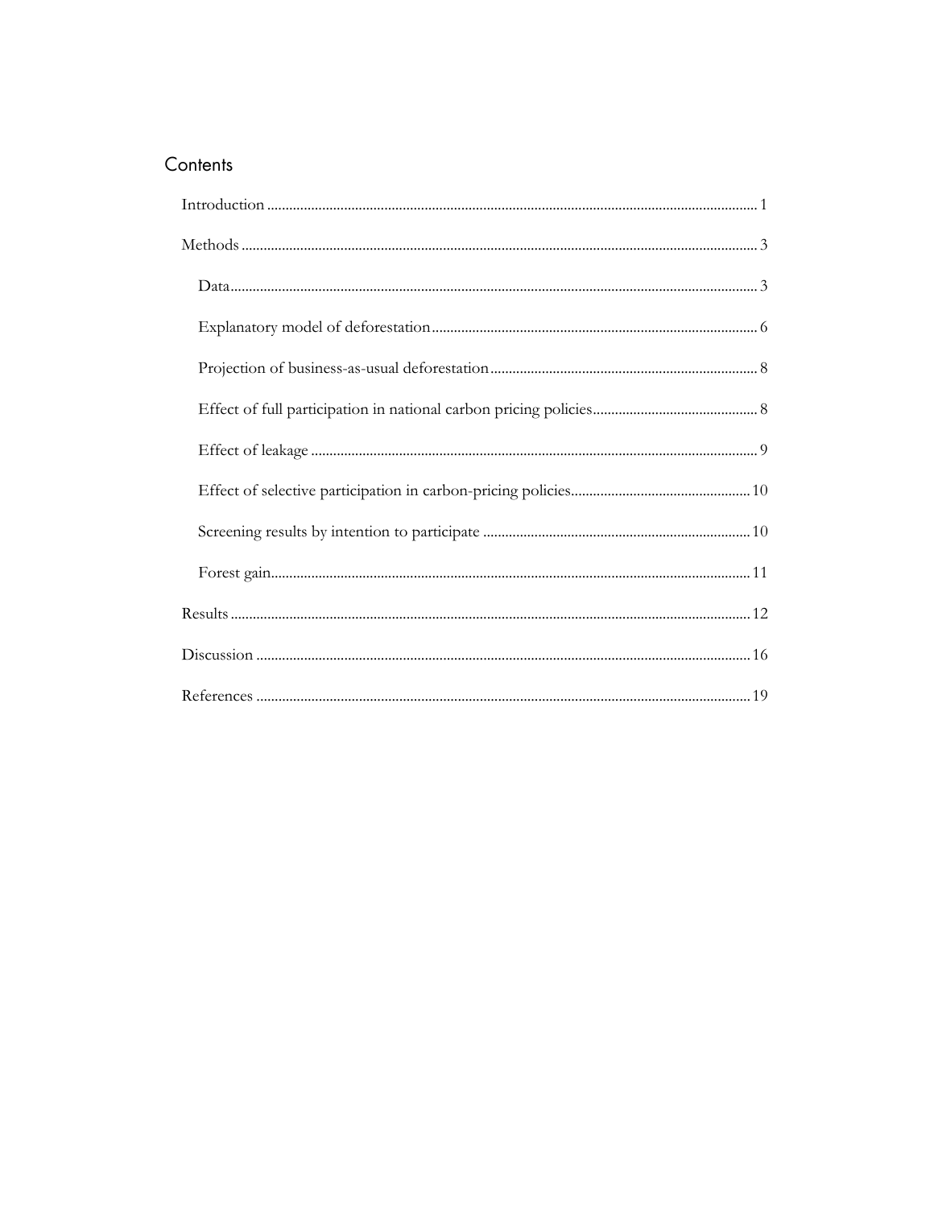## Contents

- Introduction ........ 1
- Methods ........ 3
  - Data ........ 3
  - Explanatory model of deforestation ........ 6
  - Projection of business-as-usual deforestation ........ 8
  - Effect of full participation in national carbon pricing policies ........ 8
  - Effect of leakage ........ 9
  - Effect of selective participation in carbon-pricing policies ........ 10
  - Screening results by intention to participate ........ 10
  - Forest gain ........ 11
- Results ........ 12
- Discussion ........ 16
- References ........ 19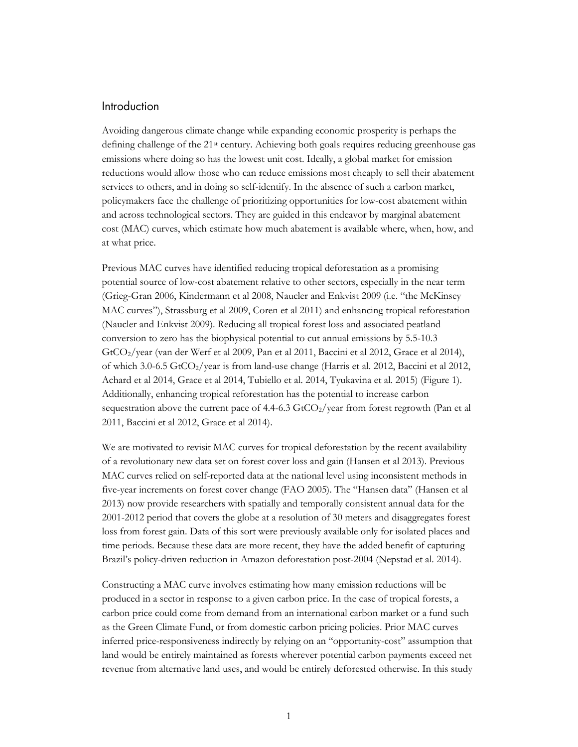## Introduction

Avoiding dangerous climate change while expanding economic prosperity is perhaps the defining challenge of the 21[st] century. Achieving both goals requires reducing greenhouse gas emissions where doing so has the lowest unit cost. Ideally, a global market for emission reductions would allow those who can reduce emissions most cheaply to sell their abatement services to others, and in doing so self-identify. In the absence of such a carbon market, policymakers face the challenge of prioritizing opportunities for low-cost abatement within and across technological sectors. They are guided in this endeavor by marginal abatement cost (MAC) curves, which estimate how much abatement is available where, when, how, and at what price.

Previous MAC curves have identified reducing tropical deforestation as a promising potential source of low-cost abatement relative to other sectors, especially in the near term (Grieg-Gran 2006, Kindermann et al 2008, Naucler and Enkvist 2009 (i.e. "the McKinsey MAC curves"), Strassburg et al 2009, Coren et al 2011) and enhancing tropical reforestation (Naucler and Enkvist 2009). Reducing all tropical forest loss and associated peatland conversion to zero has the biophysical potential to cut annual emissions by 5.5-10.3 $GtCO_2$/year (van der Werf et al 2009, Pan et al 2011, Baccini et al 2012, Grace et al 2014), of which 3.0-6.5 $GtCO_2$/year is from land-use change (Harris et al. 2012, Baccini et al 2012, Achard et al 2014, Grace et al 2014, Tubiello et al. 2014, Tyukavina et al. 2015) (Figure 1). Additionally, enhancing tropical reforestation has the potential to increase carbon sequestration above the current pace of 4.4-6.3 $GtCO_2$/year from forest regrowth (Pan et al 2011, Baccini et al 2012, Grace et al 2014).

We are motivated to revisit MAC curves for tropical deforestation by the recent availability of a revolutionary new data set on forest cover loss and gain (Hansen et al 2013). Previous MAC curves relied on self-reported data at the national level using inconsistent methods in five-year increments on forest cover change (FAO 2005). The "Hansen data" (Hansen et al 2013) now provide researchers with spatially and temporally consistent annual data for the 2001-2012 period that covers the globe at a resolution of 30 meters and disaggregates forest loss from forest gain. Data of this sort were previously available only for isolated places and time periods. Because these data are more recent, they have the added benefit of capturing Brazil's policy-driven reduction in Amazon deforestation post-2004 (Nepstad et al. 2014).

Constructing a MAC curve involves estimating how many emission reductions will be produced in a sector in response to a given carbon price. In the case of tropical forests, a carbon price could come from demand from an international carbon market or a fund such as the Green Climate Fund, or from domestic carbon pricing policies. Prior MAC curves inferred price-responsiveness indirectly by relying on an "opportunity-cost" assumption that land would be entirely maintained as forests wherever potential carbon payments exceed net revenue from alternative land uses, and would be entirely deforested otherwise. In this study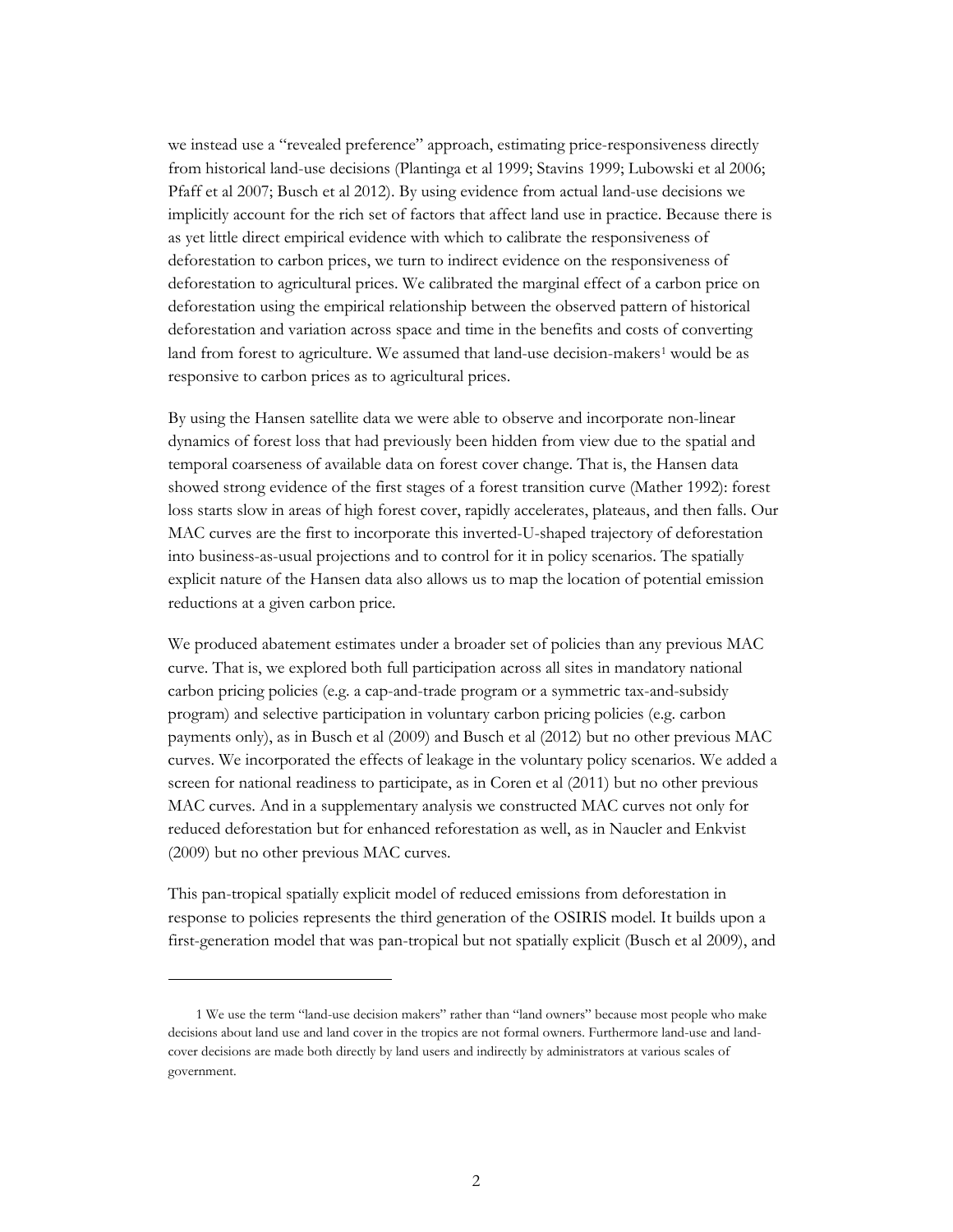we instead use a "revealed preference" approach, estimating price-responsiveness directly from historical land-use decisions (Plantinga et al 1999; Stavins 1999; Lubowski et al 2006; Pfaff et al 2007; Busch et al 2012). By using evidence from actual land-use decisions we implicitly account for the rich set of factors that affect land use in practice. Because there is as yet little direct empirical evidence with which to calibrate the responsiveness of deforestation to carbon prices, we turn to indirect evidence on the responsiveness of deforestation to agricultural prices. We calibrated the marginal effect of a carbon price on deforestation using the empirical relationship between the observed pattern of historical deforestation and variation across space and time in the benefits and costs of converting land from forest to agriculture. We assumed that land-use decision-makers[1] would be as responsive to carbon prices as to agricultural prices.

By using the Hansen satellite data we were able to observe and incorporate non-linear dynamics of forest loss that had previously been hidden from view due to the spatial and temporal coarseness of available data on forest cover change. That is, the Hansen data showed strong evidence of the first stages of a forest transition curve (Mather 1992): forest loss starts slow in areas of high forest cover, rapidly accelerates, plateaus, and then falls. Our MAC curves are the first to incorporate this inverted-U-shaped trajectory of deforestation into business-as-usual projections and to control for it in policy scenarios. The spatially explicit nature of the Hansen data also allows us to map the location of potential emission reductions at a given carbon price.

We produced abatement estimates under a broader set of policies than any previous MAC curve. That is, we explored both full participation across all sites in mandatory national carbon pricing policies (e.g. a cap-and-trade program or a symmetric tax-and-subsidy program) and selective participation in voluntary carbon pricing policies (e.g. carbon payments only), as in Busch et al (2009) and Busch et al (2012) but no other previous MAC curves. We incorporated the effects of leakage in the voluntary policy scenarios. We added a screen for national readiness to participate, as in Coren et al (2011) but no other previous MAC curves. And in a supplementary analysis we constructed MAC curves not only for reduced deforestation but for enhanced reforestation as well, as in Naucler and Enkvist (2009) but no other previous MAC curves.

This pan-tropical spatially explicit model of reduced emissions from deforestation in response to policies represents the third generation of the OSIRIS model. It builds upon a first-generation model that was pan-tropical but not spatially explicit (Busch et al 2009), and

---

1 We use the term "land-use decision makers" rather than "land owners" because most people who make decisions about land use and land cover in the tropics are not formal owners. Furthermore land-use and land-cover decisions are made both directly by land users and indirectly by administrators at various scales of government.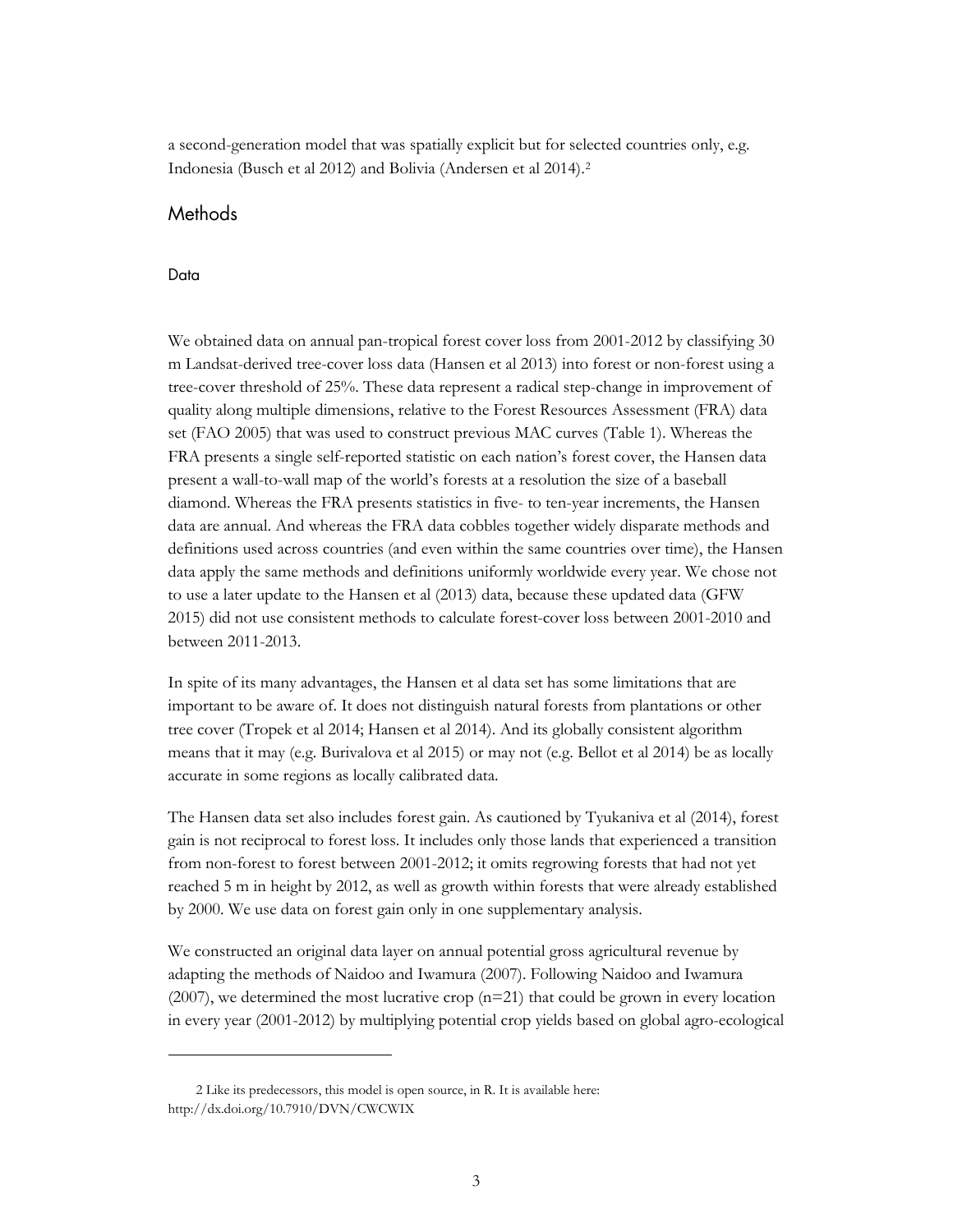a second-generation model that was spatially explicit but for selected countries only, e.g. Indonesia (Busch et al 2012) and Bolivia (Andersen et al 2014).[2]

## Methods

### Data

We obtained data on annual pan-tropical forest cover loss from 2001-2012 by classifying 30 m Landsat-derived tree-cover loss data (Hansen et al 2013) into forest or non-forest using a tree-cover threshold of 25%. These data represent a radical step-change in improvement of quality along multiple dimensions, relative to the Forest Resources Assessment (FRA) data set (FAO 2005) that was used to construct previous MAC curves (Table 1). Whereas the FRA presents a single self-reported statistic on each nation's forest cover, the Hansen data present a wall-to-wall map of the world's forests at a resolution the size of a baseball diamond. Whereas the FRA presents statistics in five- to ten-year increments, the Hansen data are annual. And whereas the FRA data cobbles together widely disparate methods and definitions used across countries (and even within the same countries over time), the Hansen data apply the same methods and definitions uniformly worldwide every year. We chose not to use a later update to the Hansen et al (2013) data, because these updated data (GFW 2015) did not use consistent methods to calculate forest-cover loss between 2001-2010 and between 2011-2013.

In spite of its many advantages, the Hansen et al data set has some limitations that are important to be aware of. It does not distinguish natural forests from plantations or other tree cover (Tropek et al 2014; Hansen et al 2014). And its globally consistent algorithm means that it may (e.g. Burivalova et al 2015) or may not (e.g. Bellot et al 2014) be as locally accurate in some regions as locally calibrated data.

The Hansen data set also includes forest gain. As cautioned by Tyukaniva et al (2014), forest gain is not reciprocal to forest loss. It includes only those lands that experienced a transition from non-forest to forest between 2001-2012; it omits regrowing forests that had not yet reached 5 m in height by 2012, as well as growth within forests that were already established by 2000. We use data on forest gain only in one supplementary analysis.

We constructed an original data layer on annual potential gross agricultural revenue by adapting the methods of Naidoo and Iwamura (2007). Following Naidoo and Iwamura (2007), we determined the most lucrative crop (n=21) that could be grown in every location in every year (2001-2012) by multiplying potential crop yields based on global agro-ecological

---

2 Like its predecessors, this model is open source, in R. It is available here: http://dx.doi.org/10.7910/DVN/CWCWIX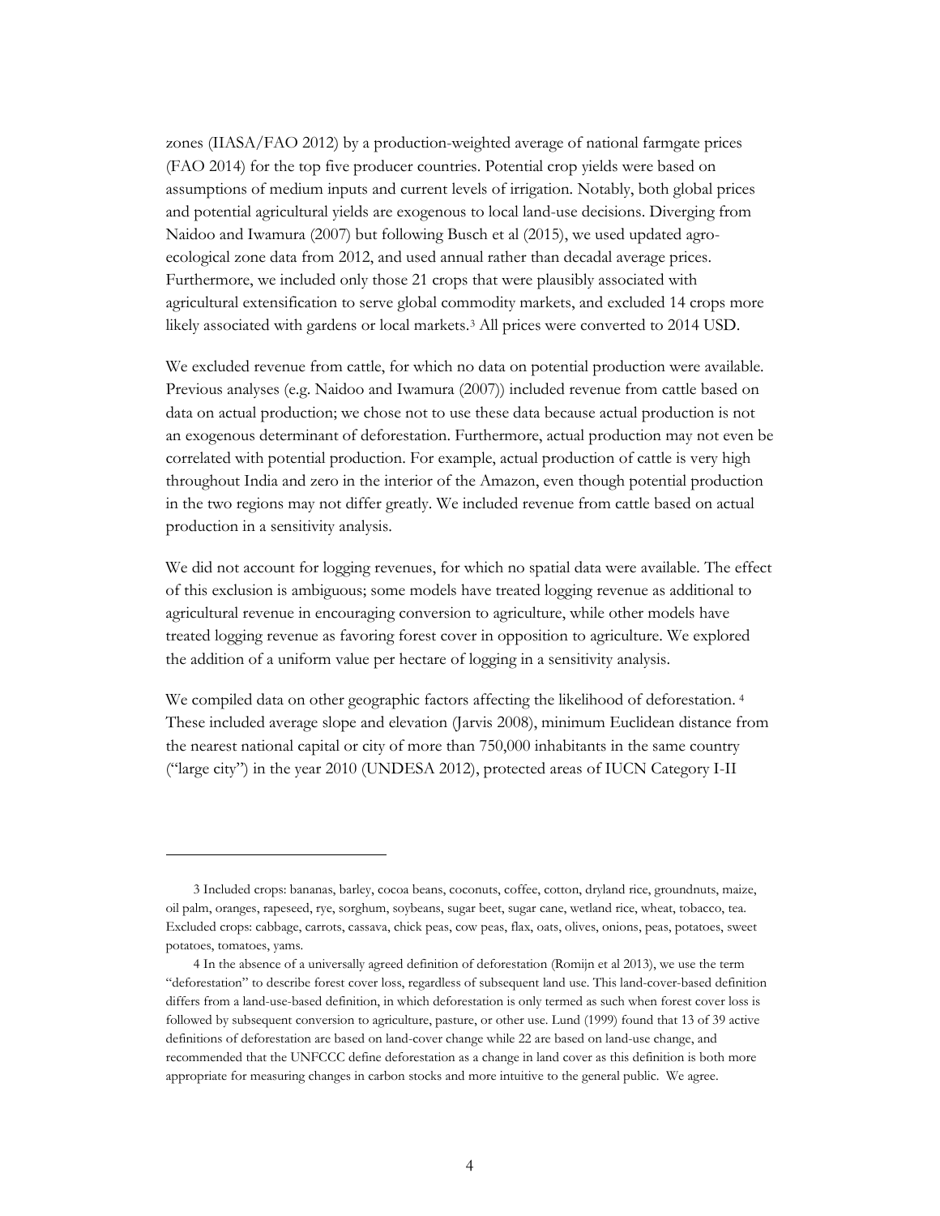zones (IIASA/FAO 2012) by a production-weighted average of national farmgate prices (FAO 2014) for the top five producer countries. Potential crop yields were based on assumptions of medium inputs and current levels of irrigation. Notably, both global prices and potential agricultural yields are exogenous to local land-use decisions. Diverging from Naidoo and Iwamura (2007) but following Busch et al (2015), we used updated agro-ecological zone data from 2012, and used annual rather than decadal average prices. Furthermore, we included only those 21 crops that were plausibly associated with agricultural extensification to serve global commodity markets, and excluded 14 crops more likely associated with gardens or local markets.[3] All prices were converted to 2014 USD.

We excluded revenue from cattle, for which no data on potential production were available. Previous analyses (e.g. Naidoo and Iwamura (2007)) included revenue from cattle based on data on actual production; we chose not to use these data because actual production is not an exogenous determinant of deforestation. Furthermore, actual production may not even be correlated with potential production. For example, actual production of cattle is very high throughout India and zero in the interior of the Amazon, even though potential production in the two regions may not differ greatly. We included revenue from cattle based on actual production in a sensitivity analysis.

We did not account for logging revenues, for which no spatial data were available. The effect of this exclusion is ambiguous; some models have treated logging revenue as additional to agricultural revenue in encouraging conversion to agriculture, while other models have treated logging revenue as favoring forest cover in opposition to agriculture. We explored the addition of a uniform value per hectare of logging in a sensitivity analysis.

We compiled data on other geographic factors affecting the likelihood of deforestation.[4] These included average slope and elevation (Jarvis 2008), minimum Euclidean distance from the nearest national capital or city of more than 750,000 inhabitants in the same country ("large city") in the year 2010 (UNDESA 2012), protected areas of IUCN Category I-II

---

3 Included crops: bananas, barley, cocoa beans, coconuts, coffee, cotton, dryland rice, groundnuts, maize, oil palm, oranges, rapeseed, rye, sorghum, soybeans, sugar beet, sugar cane, wetland rice, wheat, tobacco, tea. Excluded crops: cabbage, carrots, cassava, chick peas, cow peas, flax, oats, olives, onions, peas, potatoes, sweet potatoes, tomatoes, yams.

4 In the absence of a universally agreed definition of deforestation (Romijn et al 2013), we use the term "deforestation" to describe forest cover loss, regardless of subsequent land use. This land-cover-based definition differs from a land-use-based definition, in which deforestation is only termed as such when forest cover loss is followed by subsequent conversion to agriculture, pasture, or other use. Lund (1999) found that 13 of 39 active definitions of deforestation are based on land-cover change while 22 are based on land-use change, and recommended that the UNFCCC define deforestation as a change in land cover as this definition is both more appropriate for measuring changes in carbon stocks and more intuitive to the general public. We agree.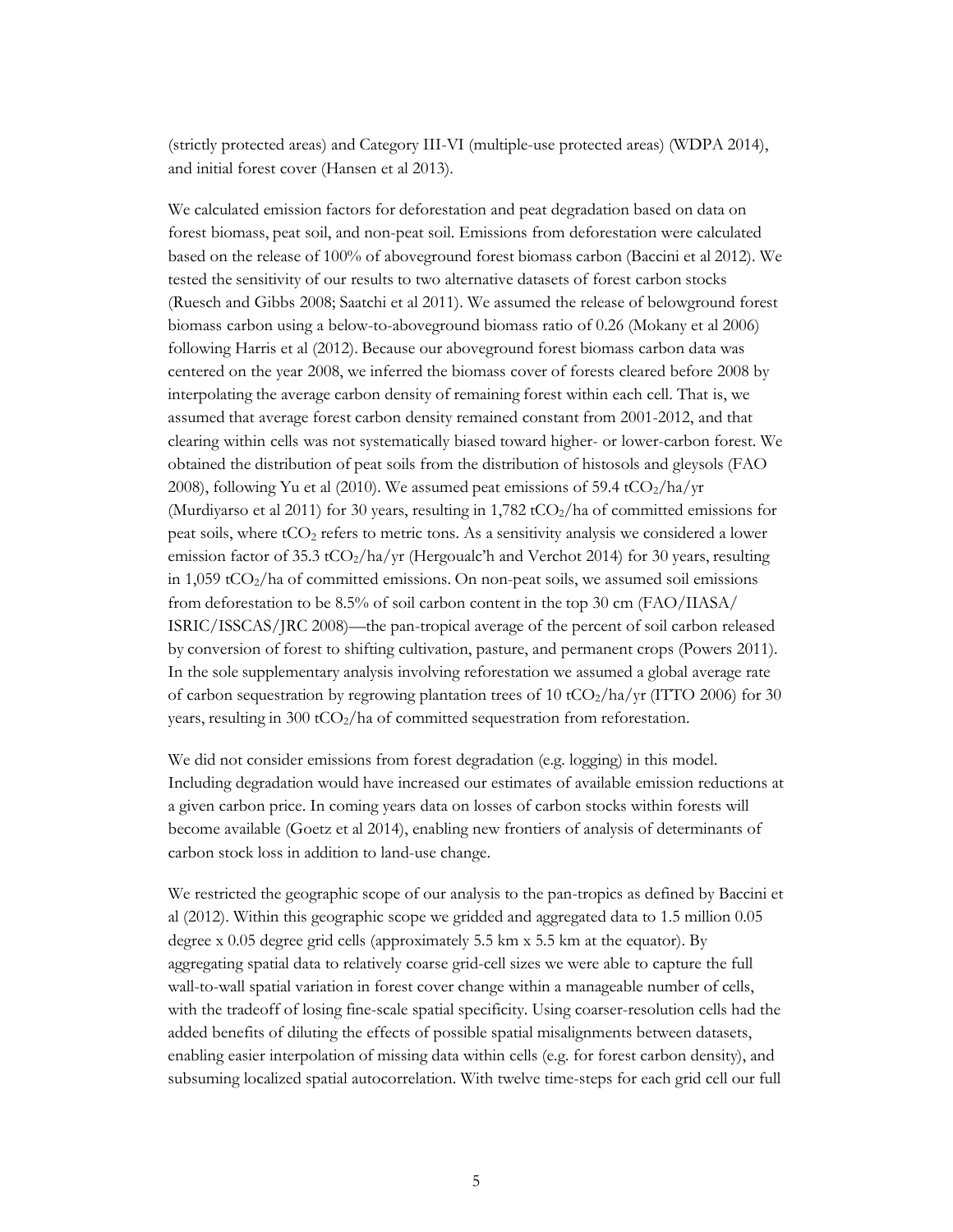(strictly protected areas) and Category III-VI (multiple-use protected areas) (WDPA 2014), and initial forest cover (Hansen et al 2013).

We calculated emission factors for deforestation and peat degradation based on data on forest biomass, peat soil, and non-peat soil. Emissions from deforestation were calculated based on the release of 100% of aboveground forest biomass carbon (Baccini et al 2012). We tested the sensitivity of our results to two alternative datasets of forest carbon stocks (Ruesch and Gibbs 2008; Saatchi et al 2011). We assumed the release of belowground forest biomass carbon using a below-to-aboveground biomass ratio of 0.26 (Mokany et al 2006) following Harris et al (2012). Because our aboveground forest biomass carbon data was centered on the year 2008, we inferred the biomass cover of forests cleared before 2008 by interpolating the average carbon density of remaining forest within each cell. That is, we assumed that average forest carbon density remained constant from 2001-2012, and that clearing within cells was not systematically biased toward higher- or lower-carbon forest. We obtained the distribution of peat soils from the distribution of histosols and gleysols (FAO 2008), following Yu et al (2010). We assumed peat emissions of 59.4 $tCO_2$/ha/yr (Murdiyarso et al 2011) for 30 years, resulting in 1,782 $tCO_2$/ha of committed emissions for peat soils, where $tCO_2$ refers to metric tons. As a sensitivity analysis we considered a lower emission factor of 35.3 $tCO_2$/ha/yr (Hergoualc'h and Verchot 2014) for 30 years, resulting in 1,059 $tCO_2$/ha of committed emissions. On non-peat soils, we assumed soil emissions from deforestation to be 8.5% of soil carbon content in the top 30 cm (FAO/IIASA/ISRIC/ISSCAS/JRC 2008)—the pan-tropical average of the percent of soil carbon released by conversion of forest to shifting cultivation, pasture, and permanent crops (Powers 2011). In the sole supplementary analysis involving reforestation we assumed a global average rate of carbon sequestration by regrowing plantation trees of 10 $tCO_2$/ha/yr (ITTO 2006) for 30 years, resulting in 300 $tCO_2$/ha of committed sequestration from reforestation.

We did not consider emissions from forest degradation (e.g. logging) in this model. Including degradation would have increased our estimates of available emission reductions at a given carbon price. In coming years data on losses of carbon stocks within forests will become available (Goetz et al 2014), enabling new frontiers of analysis of determinants of carbon stock loss in addition to land-use change.

We restricted the geographic scope of our analysis to the pan-tropics as defined by Baccini et al (2012). Within this geographic scope we gridded and aggregated data to 1.5 million 0.05 degree x 0.05 degree grid cells (approximately 5.5 km x 5.5 km at the equator). By aggregating spatial data to relatively coarse grid-cell sizes we were able to capture the full wall-to-wall spatial variation in forest cover change within a manageable number of cells, with the tradeoff of losing fine-scale spatial specificity. Using coarser-resolution cells had the added benefits of diluting the effects of possible spatial misalignments between datasets, enabling easier interpolation of missing data within cells (e.g. for forest carbon density), and subsuming localized spatial autocorrelation. With twelve time-steps for each grid cell our full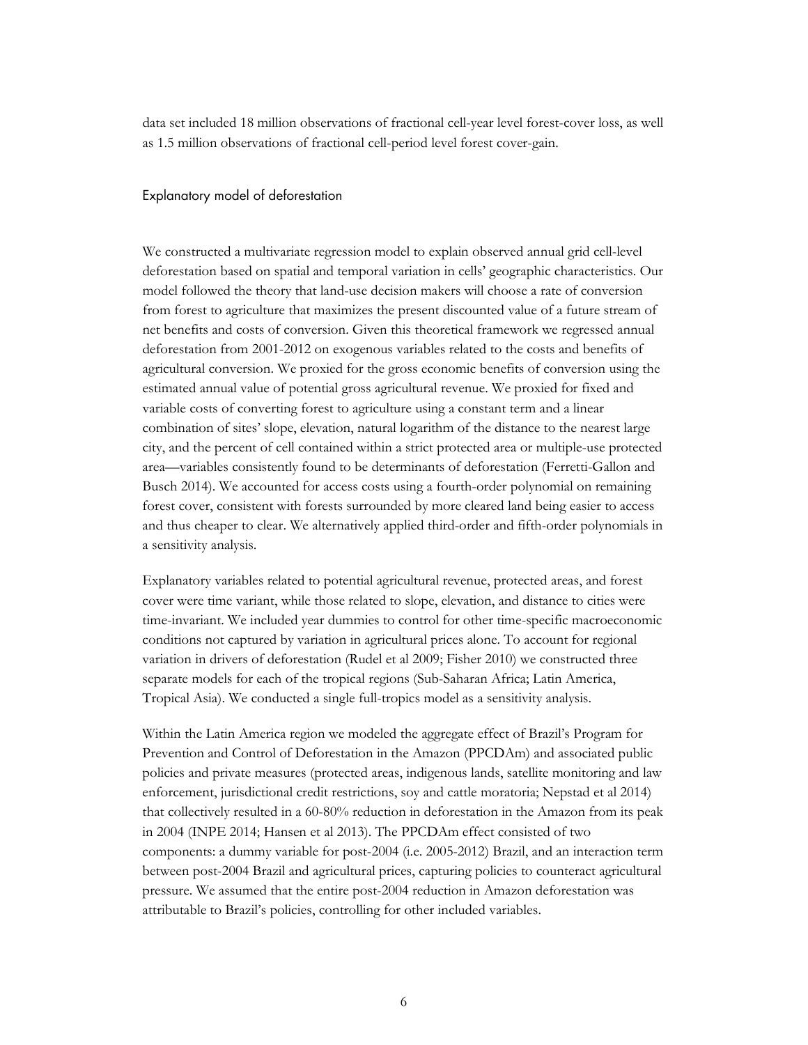data set included 18 million observations of fractional cell-year level forest-cover loss, as well as 1.5 million observations of fractional cell-period level forest cover-gain.

### Explanatory model of deforestation

We constructed a multivariate regression model to explain observed annual grid cell-level deforestation based on spatial and temporal variation in cells' geographic characteristics. Our model followed the theory that land-use decision makers will choose a rate of conversion from forest to agriculture that maximizes the present discounted value of a future stream of net benefits and costs of conversion. Given this theoretical framework we regressed annual deforestation from 2001-2012 on exogenous variables related to the costs and benefits of agricultural conversion. We proxied for the gross economic benefits of conversion using the estimated annual value of potential gross agricultural revenue. We proxied for fixed and variable costs of converting forest to agriculture using a constant term and a linear combination of sites' slope, elevation, natural logarithm of the distance to the nearest large city, and the percent of cell contained within a strict protected area or multiple-use protected area—variables consistently found to be determinants of deforestation (Ferretti-Gallon and Busch 2014). We accounted for access costs using a fourth-order polynomial on remaining forest cover, consistent with forests surrounded by more cleared land being easier to access and thus cheaper to clear. We alternatively applied third-order and fifth-order polynomials in a sensitivity analysis.

Explanatory variables related to potential agricultural revenue, protected areas, and forest cover were time variant, while those related to slope, elevation, and distance to cities were time-invariant. We included year dummies to control for other time-specific macroeconomic conditions not captured by variation in agricultural prices alone. To account for regional variation in drivers of deforestation (Rudel et al 2009; Fisher 2010) we constructed three separate models for each of the tropical regions (Sub-Saharan Africa; Latin America, Tropical Asia). We conducted a single full-tropics model as a sensitivity analysis.

Within the Latin America region we modeled the aggregate effect of Brazil's Program for Prevention and Control of Deforestation in the Amazon (PPCDAm) and associated public policies and private measures (protected areas, indigenous lands, satellite monitoring and law enforcement, jurisdictional credit restrictions, soy and cattle moratoria; Nepstad et al 2014) that collectively resulted in a 60-80% reduction in deforestation in the Amazon from its peak in 2004 (INPE 2014; Hansen et al 2013). The PPCDAm effect consisted of two components: a dummy variable for post-2004 (i.e. 2005-2012) Brazil, and an interaction term between post-2004 Brazil and agricultural prices, capturing policies to counteract agricultural pressure. We assumed that the entire post-2004 reduction in Amazon deforestation was attributable to Brazil's policies, controlling for other included variables.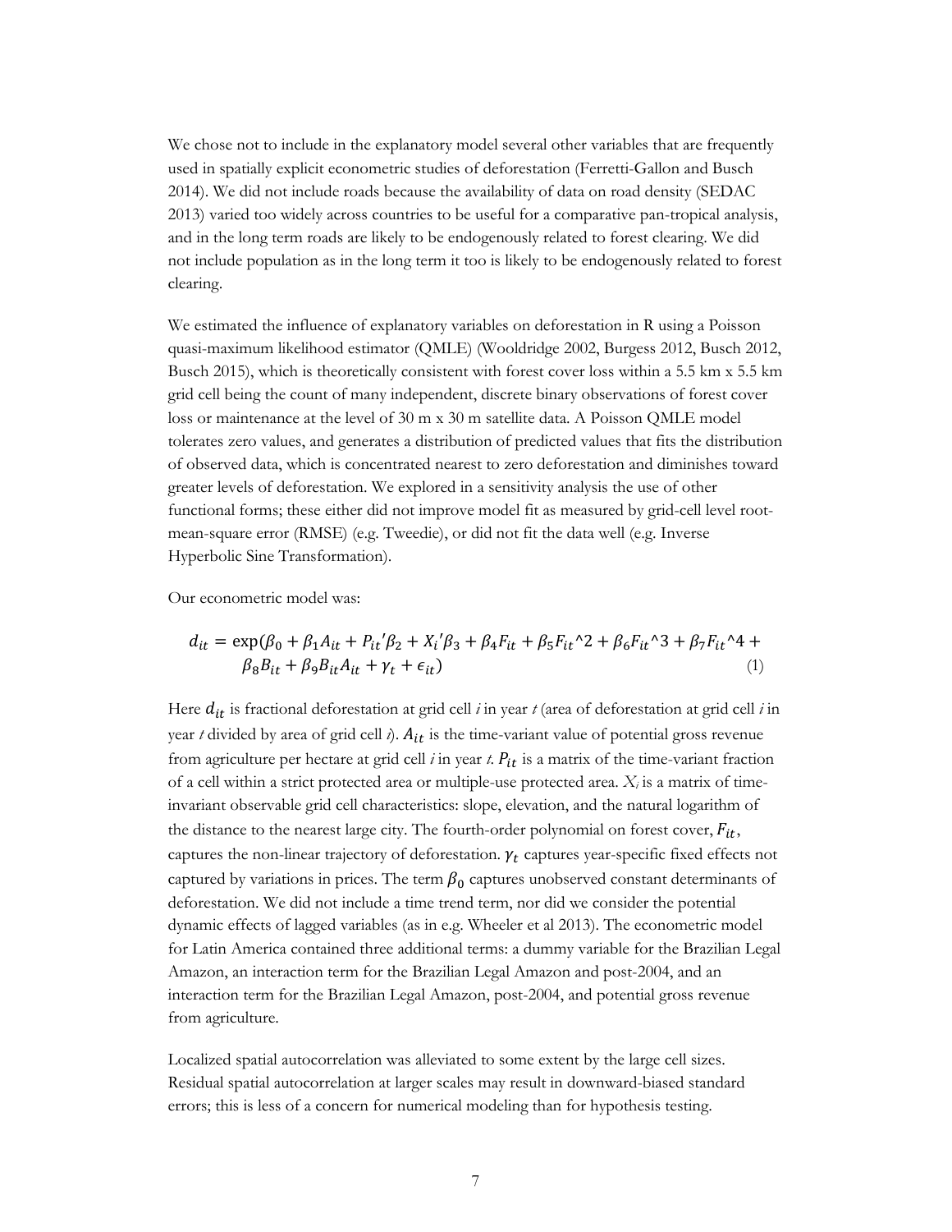We chose not to include in the explanatory model several other variables that are frequently used in spatially explicit econometric studies of deforestation (Ferretti-Gallon and Busch 2014). We did not include roads because the availability of data on road density (SEDAC 2013) varied too widely across countries to be useful for a comparative pan-tropical analysis, and in the long term roads are likely to be endogenously related to forest clearing. We did not include population as in the long term it too is likely to be endogenously related to forest clearing.

We estimated the influence of explanatory variables on deforestation in R using a Poisson quasi-maximum likelihood estimator (QMLE) (Wooldridge 2002, Burgess 2012, Busch 2012, Busch 2015), which is theoretically consistent with forest cover loss within a 5.5 km x 5.5 km grid cell being the count of many independent, discrete binary observations of forest cover loss or maintenance at the level of 30 m x 30 m satellite data. A Poisson QMLE model tolerates zero values, and generates a distribution of predicted values that fits the distribution of observed data, which is concentrated nearest to zero deforestation and diminishes toward greater levels of deforestation. We explored in a sensitivity analysis the use of other functional forms; these either did not improve model fit as measured by grid-cell level root-mean-square error (RMSE) (e.g. Tweedie), or did not fit the data well (e.g. Inverse Hyperbolic Sine Transformation).

Our econometric model was:

$$d_{it} = \exp(\beta_0 + \beta_1 A_{it} + P_{it}'\beta_2 + X_i'\beta_3 + \beta_4 F_{it} + \beta_5 F_{it}^2 + \beta_6 F_{it}^3 + \beta_7 F_{it}^4 + \beta_8 B_{it} + \beta_9 B_{it} A_{it} + \gamma_t + \epsilon_{it}) \quad (1)$$

Here $d_{it}$ is fractional deforestation at grid cell *i* in year *t* (area of deforestation at grid cell *i* in year *t* divided by area of grid cell *i*). $A_{it}$ is the time-variant value of potential gross revenue from agriculture per hectare at grid cell *i* in year *t*. $P_{it}$ is a matrix of the time-variant fraction of a cell within a strict protected area or multiple-use protected area. $X_i$ is a matrix of time-invariant observable grid cell characteristics: slope, elevation, and the natural logarithm of the distance to the nearest large city. The fourth-order polynomial on forest cover, $F_{it}$, captures the non-linear trajectory of deforestation. $\gamma_t$ captures year-specific fixed effects not captured by variations in prices. The term $\beta_0$ captures unobserved constant determinants of deforestation. We did not include a time trend term, nor did we consider the potential dynamic effects of lagged variables (as in e.g. Wheeler et al 2013). The econometric model for Latin America contained three additional terms: a dummy variable for the Brazilian Legal Amazon, an interaction term for the Brazilian Legal Amazon and post-2004, and an interaction term for the Brazilian Legal Amazon, post-2004, and potential gross revenue from agriculture.

Localized spatial autocorrelation was alleviated to some extent by the large cell sizes. Residual spatial autocorrelation at larger scales may result in downward-biased standard errors; this is less of a concern for numerical modeling than for hypothesis testing.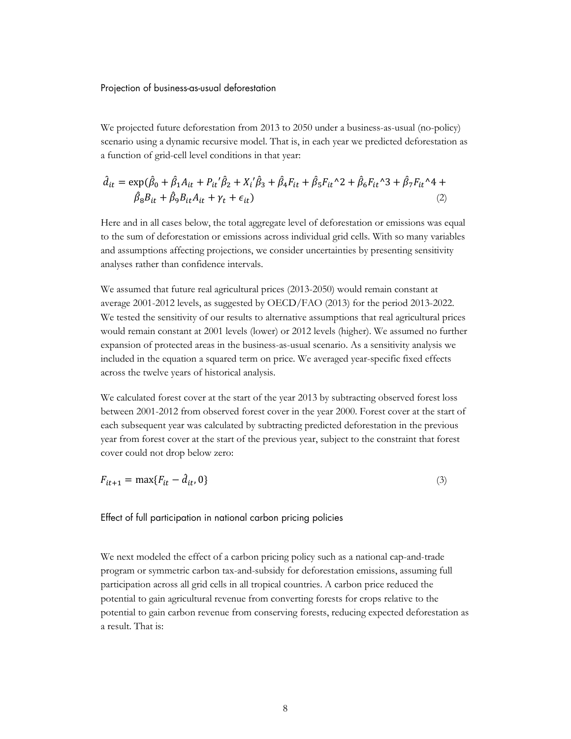### Projection of business-as-usual deforestation

We projected future deforestation from 2013 to 2050 under a business-as-usual (no-policy) scenario using a dynamic recursive model. That is, in each year we predicted deforestation as a function of grid-cell level conditions in that year:

$$\hat{d}_{it} = \exp(\hat{\beta}_0 + \hat{\beta}_1 A_{it} + P_{it}{'}\hat{\beta}_2 + X_i{'}\hat{\beta}_3 + \hat{\beta}_4 F_{it} + \hat{\beta}_5 F_{it}\text{\textasciicircum}2 + \hat{\beta}_6 F_{it}\text{\textasciicircum}3 + \hat{\beta}_7 F_{it}\text{\textasciicircum}4 + \hat{\beta}_8 B_{it} + \hat{\beta}_9 B_{it} A_{it} + \gamma_t + \epsilon_{it}) \tag{2}$$

Here and in all cases below, the total aggregate level of deforestation or emissions was equal to the sum of deforestation or emissions across individual grid cells. With so many variables and assumptions affecting projections, we consider uncertainties by presenting sensitivity analyses rather than confidence intervals.

We assumed that future real agricultural prices (2013-2050) would remain constant at average 2001-2012 levels, as suggested by OECD/FAO (2013) for the period 2013-2022. We tested the sensitivity of our results to alternative assumptions that real agricultural prices would remain constant at 2001 levels (lower) or 2012 levels (higher). We assumed no further expansion of protected areas in the business-as-usual scenario. As a sensitivity analysis we included in the equation a squared term on price. We averaged year-specific fixed effects across the twelve years of historical analysis.

We calculated forest cover at the start of the year 2013 by subtracting observed forest loss between 2001-2012 from observed forest cover in the year 2000. Forest cover at the start of each subsequent year was calculated by subtracting predicted deforestation in the previous year from forest cover at the start of the previous year, subject to the constraint that forest cover could not drop below zero:

$$F_{it+1} = \max\{F_{it} - \hat{d}_{it}, 0\} \tag{3}$$

### Effect of full participation in national carbon pricing policies

We next modeled the effect of a carbon pricing policy such as a national cap-and-trade program or symmetric carbon tax-and-subsidy for deforestation emissions, assuming full participation across all grid cells in all tropical countries. A carbon price reduced the potential to gain agricultural revenue from converting forests for crops relative to the potential to gain carbon revenue from conserving forests, reducing expected deforestation as a result. That is: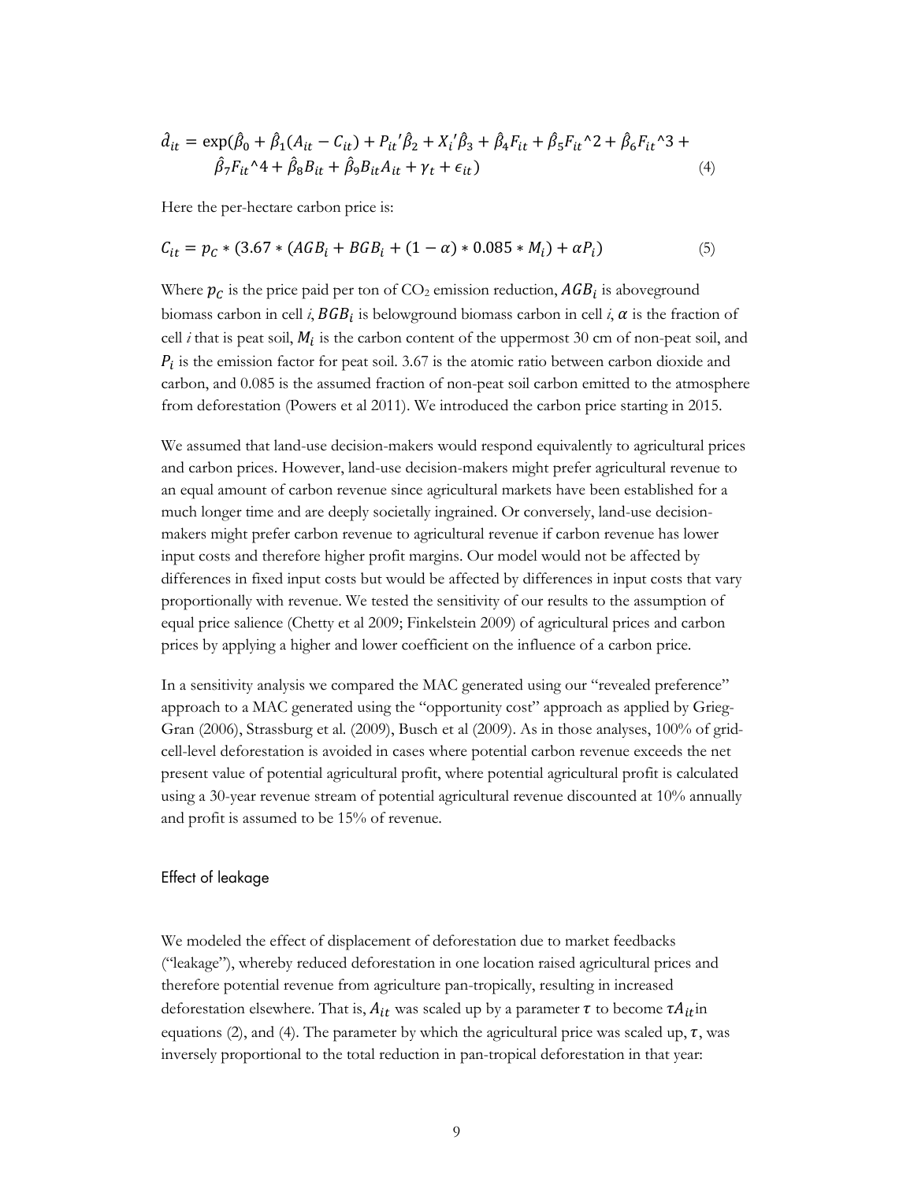$$\hat{d}_{it} = \exp(\hat{\beta}_0 + \hat{\beta}_1(A_{it} - C_{it}) + P_{it}'\hat{\beta}_2 + X_i'\hat{\beta}_3 + \hat{\beta}_4 F_{it} + \hat{\beta}_5 F_{it}\char`^2 + \hat{\beta}_6 F_{it}\char`^3 + \hat{\beta}_7 F_{it}\char`^4 + \hat{\beta}_8 B_{it} + \hat{\beta}_9 B_{it} A_{it} + \gamma_t + \epsilon_{it}) \quad (4)$$

Here the per-hectare carbon price is:

$$C_{it} = p_C * (3.67 * (AGB_i + BGB_i + (1 - \alpha) * 0.085 * M_i) + \alpha P_i) \quad (5)$$

Where $p_C$ is the price paid per ton of $CO_2$ emission reduction, $AGB_i$ is aboveground biomass carbon in cell *i*, $BGB_i$ is belowground biomass carbon in cell *i*, $\alpha$ is the fraction of cell *i* that is peat soil, $M_i$ is the carbon content of the uppermost 30 cm of non-peat soil, and $P_i$ is the emission factor for peat soil. 3.67 is the atomic ratio between carbon dioxide and carbon, and 0.085 is the assumed fraction of non-peat soil carbon emitted to the atmosphere from deforestation (Powers et al 2011). We introduced the carbon price starting in 2015.

We assumed that land-use decision-makers would respond equivalently to agricultural prices and carbon prices. However, land-use decision-makers might prefer agricultural revenue to an equal amount of carbon revenue since agricultural markets have been established for a much longer time and are deeply societally ingrained. Or conversely, land-use decision-makers might prefer carbon revenue to agricultural revenue if carbon revenue has lower input costs and therefore higher profit margins. Our model would not be affected by differences in fixed input costs but would be affected by differences in input costs that vary proportionally with revenue. We tested the sensitivity of our results to the assumption of equal price salience (Chetty et al 2009; Finkelstein 2009) of agricultural prices and carbon prices by applying a higher and lower coefficient on the influence of a carbon price.

In a sensitivity analysis we compared the MAC generated using our "revealed preference" approach to a MAC generated using the "opportunity cost" approach as applied by Grieg-Gran (2006), Strassburg et al. (2009), Busch et al (2009). As in those analyses, 100% of grid-cell-level deforestation is avoided in cases where potential carbon revenue exceeds the net present value of potential agricultural profit, where potential agricultural profit is calculated using a 30-year revenue stream of potential agricultural revenue discounted at 10% annually and profit is assumed to be 15% of revenue.

## Effect of leakage

We modeled the effect of displacement of deforestation due to market feedbacks ("leakage"), whereby reduced deforestation in one location raised agricultural prices and therefore potential revenue from agriculture pan-tropically, resulting in increased deforestation elsewhere. That is, $A_{it}$ was scaled up by a parameter $\tau$ to become $\tau A_{it}$ in equations (2), and (4). The parameter by which the agricultural price was scaled up, $\tau$, was inversely proportional to the total reduction in pan-tropical deforestation in that year: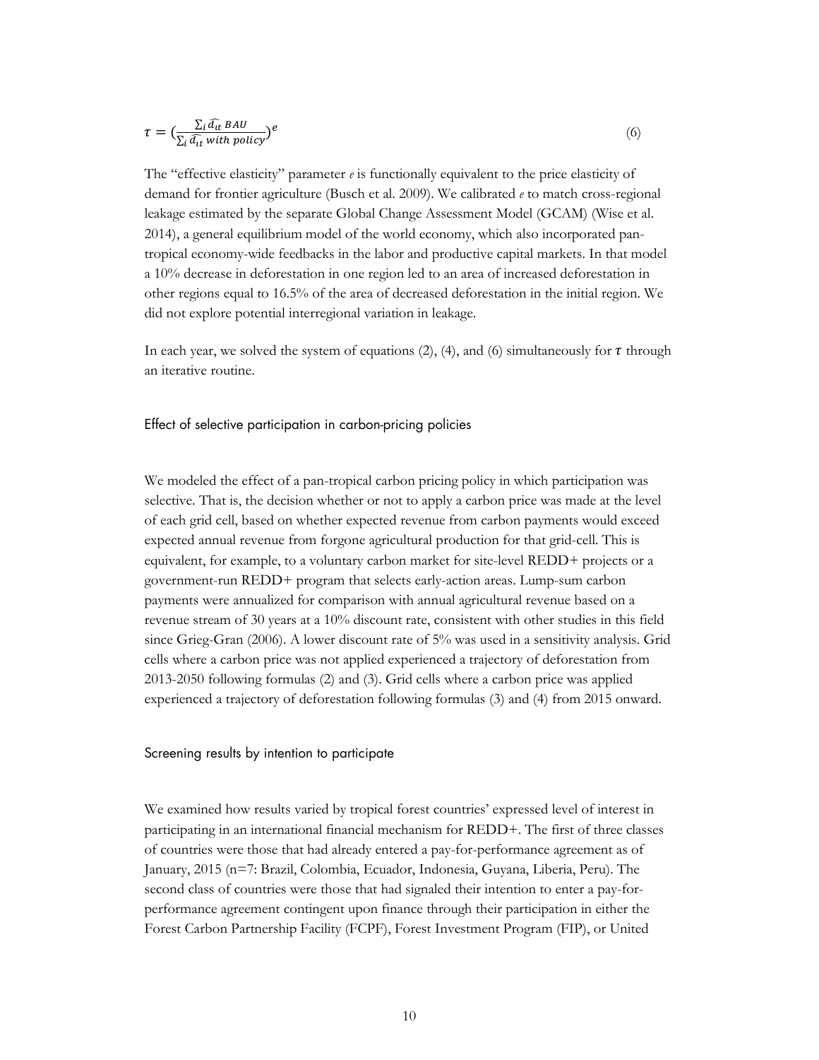$$\tau = \left(\frac{\sum_i \widehat{d_{it}}\ BAU}{\sum_i \widehat{d_{it}}\ with\ policy}\right)^e \tag{6}$$

The "effective elasticity" parameter *e* is functionally equivalent to the price elasticity of demand for frontier agriculture (Busch et al. 2009). We calibrated *e* to match cross-regional leakage estimated by the separate Global Change Assessment Model (GCAM) (Wise et al. 2014), a general equilibrium model of the world economy, which also incorporated pan-tropical economy-wide feedbacks in the labor and productive capital markets. In that model a 10% decrease in deforestation in one region led to an area of increased deforestation in other regions equal to 16.5% of the area of decreased deforestation in the initial region. We did not explore potential interregional variation in leakage.

In each year, we solved the system of equations (2), (4), and (6) simultaneously for $\tau$ through an iterative routine.

### Effect of selective participation in carbon-pricing policies

We modeled the effect of a pan-tropical carbon pricing policy in which participation was selective. That is, the decision whether or not to apply a carbon price was made at the level of each grid cell, based on whether expected revenue from carbon payments would exceed expected annual revenue from forgone agricultural production for that grid-cell. This is equivalent, for example, to a voluntary carbon market for site-level REDD+ projects or a government-run REDD+ program that selects early-action areas. Lump-sum carbon payments were annualized for comparison with annual agricultural revenue based on a revenue stream of 30 years at a 10% discount rate, consistent with other studies in this field since Grieg-Gran (2006). A lower discount rate of 5% was used in a sensitivity analysis. Grid cells where a carbon price was not applied experienced a trajectory of deforestation from 2013-2050 following formulas (2) and (3). Grid cells where a carbon price was applied experienced a trajectory of deforestation following formulas (3) and (4) from 2015 onward.

### Screening results by intention to participate

We examined how results varied by tropical forest countries' expressed level of interest in participating in an international financial mechanism for REDD+. The first of three classes of countries were those that had already entered a pay-for-performance agreement as of January, 2015 (n=7: Brazil, Colombia, Ecuador, Indonesia, Guyana, Liberia, Peru). The second class of countries were those that had signaled their intention to enter a pay-for-performance agreement contingent upon finance through their participation in either the Forest Carbon Partnership Facility (FCPF), Forest Investment Program (FIP), or United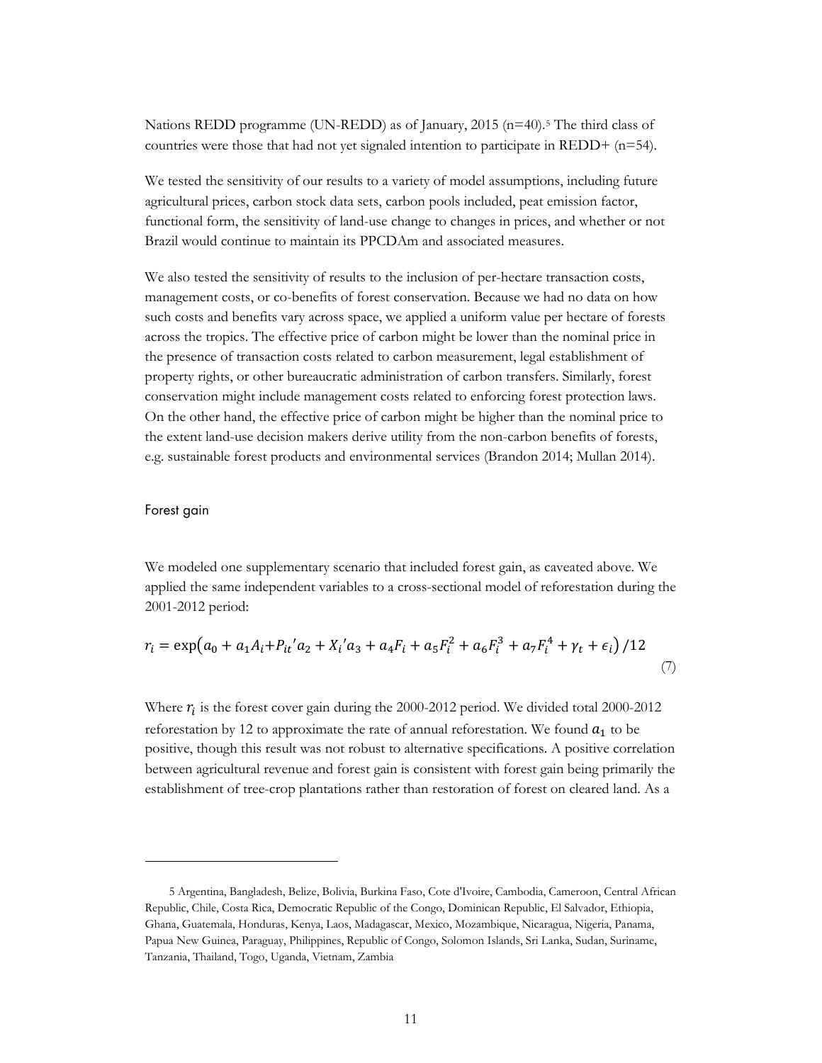Nations REDD programme (UN-REDD) as of January, 2015 (n=40).[5] The third class of countries were those that had not yet signaled intention to participate in REDD+ (n=54).

We tested the sensitivity of our results to a variety of model assumptions, including future agricultural prices, carbon stock data sets, carbon pools included, peat emission factor, functional form, the sensitivity of land-use change to changes in prices, and whether or not Brazil would continue to maintain its PPCDAm and associated measures.

We also tested the sensitivity of results to the inclusion of per-hectare transaction costs, management costs, or co-benefits of forest conservation. Because we had no data on how such costs and benefits vary across space, we applied a uniform value per hectare of forests across the tropics. The effective price of carbon might be lower than the nominal price in the presence of transaction costs related to carbon measurement, legal establishment of property rights, or other bureaucratic administration of carbon transfers. Similarly, forest conservation might include management costs related to enforcing forest protection laws. On the other hand, the effective price of carbon might be higher than the nominal price to the extent land-use decision makers derive utility from the non-carbon benefits of forests, e.g. sustainable forest products and environmental services (Brandon 2014; Mullan 2014).

### Forest gain

We modeled one supplementary scenario that included forest gain, as caveated above. We applied the same independent variables to a cross-sectional model of reforestation during the 2001-2012 period:

$$r_i = \exp\left(a_0 + a_1 A_i + P_{it}'a_2 + X_i'a_3 + a_4 F_i + a_5 F_i^2 + a_6 F_i^3 + a_7 F_i^4 + \gamma_t + \epsilon_i\right)/12 \tag{7}$$

Where $r_i$ is the forest cover gain during the 2000-2012 period. We divided total 2000-2012 reforestation by 12 to approximate the rate of annual reforestation. We found $a_1$ to be positive, though this result was not robust to alternative specifications. A positive correlation between agricultural revenue and forest gain is consistent with forest gain being primarily the establishment of tree-crop plantations rather than restoration of forest on cleared land. As a

---

5 Argentina, Bangladesh, Belize, Bolivia, Burkina Faso, Cote d'Ivoire, Cambodia, Cameroon, Central African Republic, Chile, Costa Rica, Democratic Republic of the Congo, Dominican Republic, El Salvador, Ethiopia, Ghana, Guatemala, Honduras, Kenya, Laos, Madagascar, Mexico, Mozambique, Nicaragua, Nigeria, Panama, Papua New Guinea, Paraguay, Philippines, Republic of Congo, Solomon Islands, Sri Lanka, Sudan, Suriname, Tanzania, Thailand, Togo, Uganda, Vietnam, Zambia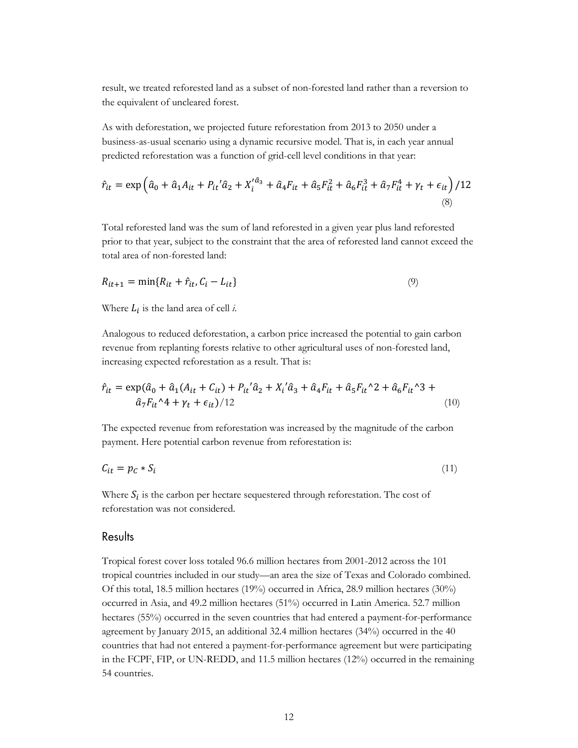result, we treated reforested land as a subset of non-forested land rather than a reversion to the equivalent of uncleared forest.

As with deforestation, we projected future reforestation from 2013 to 2050 under a business-as-usual scenario using a dynamic recursive model. That is, in each year annual predicted reforestation was a function of grid-cell level conditions in that year:

$$\hat{r}_{it} = \exp\left(\hat{a}_0 + \hat{a}_1 A_{it} + P_{it}{}'\hat{a}_2 + X_i'^{\hat{a}_3} + \hat{a}_4 F_{it} + \hat{a}_5 F_{it}^2 + \hat{a}_6 F_{it}^3 + \hat{a}_7 F_{it}^4 + \gamma_t + \epsilon_{it}\right)/12 \tag{8}$$

Total reforested land was the sum of land reforested in a given year plus land reforested prior to that year, subject to the constraint that the area of reforested land cannot exceed the total area of non-forested land:

$$R_{it+1} = \min\{R_{it} + \hat{r}_{it}, C_i - L_{it}\} \tag{9}$$

Where $L_i$ is the land area of cell *i*.

Analogous to reduced deforestation, a carbon price increased the potential to gain carbon revenue from replanting forests relative to other agricultural uses of non-forested land, increasing expected reforestation as a result. That is:

$$\hat{r}_{it} = \exp(\hat{a}_0 + \hat{a}_1(A_{it} + C_{it}) + P_{it}{}'\hat{a}_2 + X_i{}'\hat{a}_3 + \hat{a}_4 F_{it} + \hat{a}_5 F_{it}\hat{}2 + \hat{a}_6 F_{it}\hat{}3 + \hat{a}_7 F_{it}\hat{}4 + \gamma_t + \epsilon_{it})/12 \tag{10}$$

The expected revenue from reforestation was increased by the magnitude of the carbon payment. Here potential carbon revenue from reforestation is:

$$C_{it} = p_C * S_i \tag{11}$$

Where $S_i$ is the carbon per hectare sequestered through reforestation. The cost of reforestation was not considered.

## Results

Tropical forest cover loss totaled 96.6 million hectares from 2001-2012 across the 101 tropical countries included in our study—an area the size of Texas and Colorado combined. Of this total, 18.5 million hectares (19%) occurred in Africa, 28.9 million hectares (30%) occurred in Asia, and 49.2 million hectares (51%) occurred in Latin America. 52.7 million hectares (55%) occurred in the seven countries that had entered a payment-for-performance agreement by January 2015, an additional 32.4 million hectares (34%) occurred in the 40 countries that had not entered a payment-for-performance agreement but were participating in the FCPF, FIP, or UN-REDD, and 11.5 million hectares (12%) occurred in the remaining 54 countries.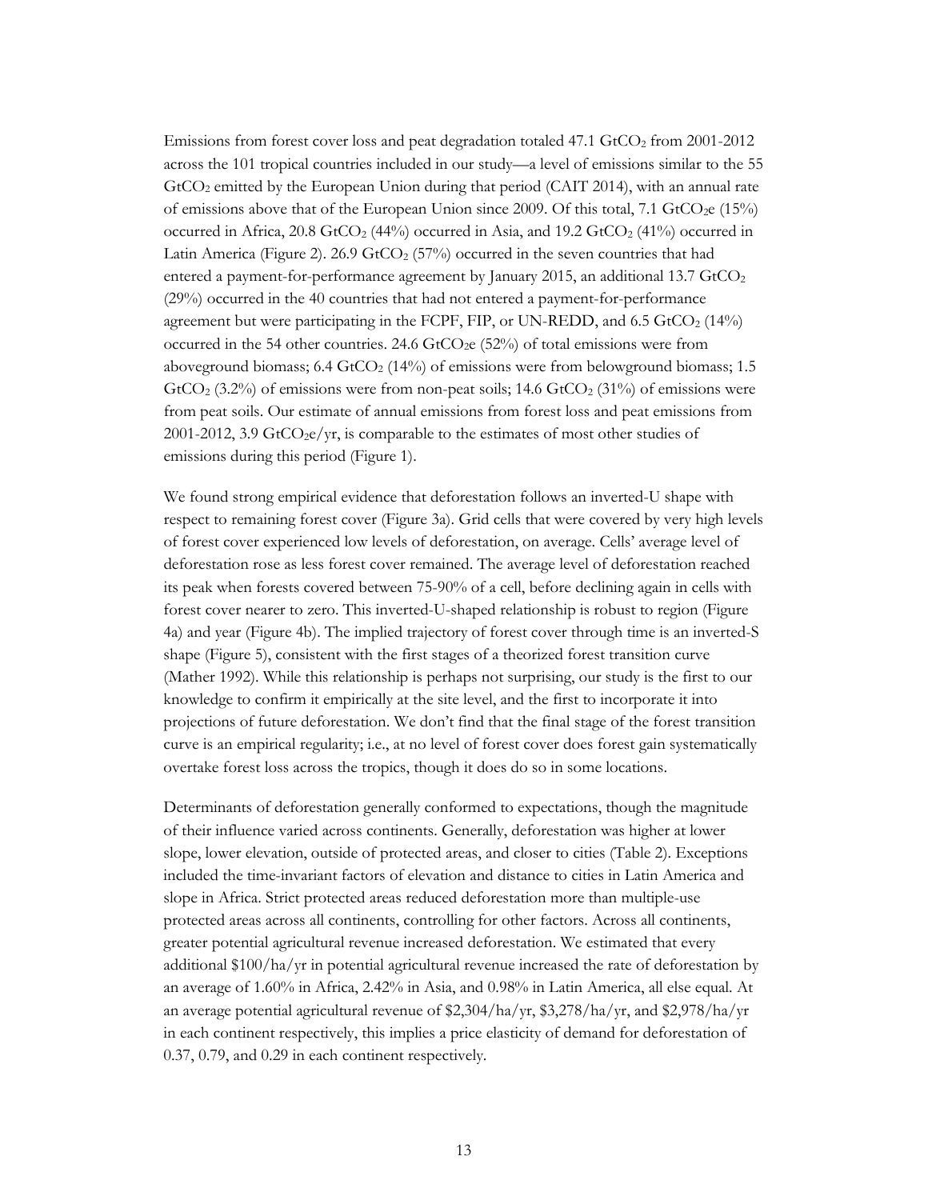Emissions from forest cover loss and peat degradation totaled 47.1 $GtCO_2$ from 2001-2012 across the 101 tropical countries included in our study—a level of emissions similar to the 55 $GtCO_2$ emitted by the European Union during that period (CAIT 2014), with an annual rate of emissions above that of the European Union since 2009. Of this total, 7.1 $GtCO_2e$ (15%) occurred in Africa, 20.8 $GtCO_2$ (44%) occurred in Asia, and 19.2 $GtCO_2$ (41%) occurred in Latin America (Figure 2). 26.9 $GtCO_2$ (57%) occurred in the seven countries that had entered a payment-for-performance agreement by January 2015, an additional 13.7 $GtCO_2$ (29%) occurred in the 40 countries that had not entered a payment-for-performance agreement but were participating in the FCPF, FIP, or UN-REDD, and 6.5 $GtCO_2$ (14%) occurred in the 54 other countries. 24.6 $GtCO_2e$ (52%) of total emissions were from aboveground biomass; 6.4 $GtCO_2$ (14%) of emissions were from belowground biomass; 1.5 $GtCO_2$ (3.2%) of emissions were from non-peat soils; 14.6 $GtCO_2$ (31%) of emissions were from peat soils. Our estimate of annual emissions from forest loss and peat emissions from 2001-2012, 3.9 $GtCO_2e/yr$, is comparable to the estimates of most other studies of emissions during this period (Figure 1).

We found strong empirical evidence that deforestation follows an inverted-U shape with respect to remaining forest cover (Figure 3a). Grid cells that were covered by very high levels of forest cover experienced low levels of deforestation, on average. Cells' average level of deforestation rose as less forest cover remained. The average level of deforestation reached its peak when forests covered between 75-90% of a cell, before declining again in cells with forest cover nearer to zero. This inverted-U-shaped relationship is robust to region (Figure 4a) and year (Figure 4b). The implied trajectory of forest cover through time is an inverted-S shape (Figure 5), consistent with the first stages of a theorized forest transition curve (Mather 1992). While this relationship is perhaps not surprising, our study is the first to our knowledge to confirm it empirically at the site level, and the first to incorporate it into projections of future deforestation. We don't find that the final stage of the forest transition curve is an empirical regularity; i.e., at no level of forest cover does forest gain systematically overtake forest loss across the tropics, though it does do so in some locations.

Determinants of deforestation generally conformed to expectations, though the magnitude of their influence varied across continents. Generally, deforestation was higher at lower slope, lower elevation, outside of protected areas, and closer to cities (Table 2). Exceptions included the time-invariant factors of elevation and distance to cities in Latin America and slope in Africa. Strict protected areas reduced deforestation more than multiple-use protected areas across all continents, controlling for other factors. Across all continents, greater potential agricultural revenue increased deforestation. We estimated that every additional \$100/ha/yr in potential agricultural revenue increased the rate of deforestation by an average of 1.60% in Africa, 2.42% in Asia, and 0.98% in Latin America, all else equal. At an average potential agricultural revenue of \$2,304/ha/yr, \$3,278/ha/yr, and \$2,978/ha/yr in each continent respectively, this implies a price elasticity of demand for deforestation of 0.37, 0.79, and 0.29 in each continent respectively.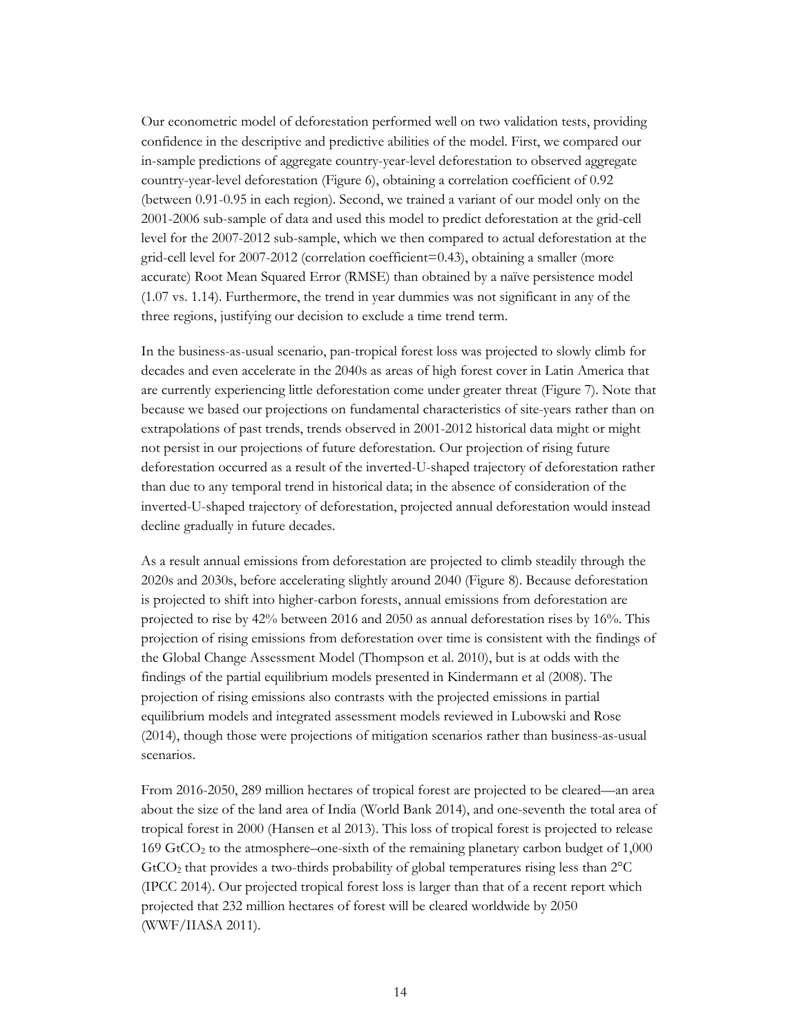Our econometric model of deforestation performed well on two validation tests, providing confidence in the descriptive and predictive abilities of the model. First, we compared our in-sample predictions of aggregate country-year-level deforestation to observed aggregate country-year-level deforestation (Figure 6), obtaining a correlation coefficient of 0.92 (between 0.91-0.95 in each region). Second, we trained a variant of our model only on the 2001-2006 sub-sample of data and used this model to predict deforestation at the grid-cell level for the 2007-2012 sub-sample, which we then compared to actual deforestation at the grid-cell level for 2007-2012 (correlation coefficient=0.43), obtaining a smaller (more accurate) Root Mean Squared Error (RMSE) than obtained by a naïve persistence model (1.07 vs. 1.14). Furthermore, the trend in year dummies was not significant in any of the three regions, justifying our decision to exclude a time trend term.

In the business-as-usual scenario, pan-tropical forest loss was projected to slowly climb for decades and even accelerate in the 2040s as areas of high forest cover in Latin America that are currently experiencing little deforestation come under greater threat (Figure 7). Note that because we based our projections on fundamental characteristics of site-years rather than on extrapolations of past trends, trends observed in 2001-2012 historical data might or might not persist in our projections of future deforestation. Our projection of rising future deforestation occurred as a result of the inverted-U-shaped trajectory of deforestation rather than due to any temporal trend in historical data; in the absence of consideration of the inverted-U-shaped trajectory of deforestation, projected annual deforestation would instead decline gradually in future decades.

As a result annual emissions from deforestation are projected to climb steadily through the 2020s and 2030s, before accelerating slightly around 2040 (Figure 8). Because deforestation is projected to shift into higher-carbon forests, annual emissions from deforestation are projected to rise by 42% between 2016 and 2050 as annual deforestation rises by 16%. This projection of rising emissions from deforestation over time is consistent with the findings of the Global Change Assessment Model (Thompson et al. 2010), but is at odds with the findings of the partial equilibrium models presented in Kindermann et al (2008). The projection of rising emissions also contrasts with the projected emissions in partial equilibrium models and integrated assessment models reviewed in Lubowski and Rose (2014), though those were projections of mitigation scenarios rather than business-as-usual scenarios.

From 2016-2050, 289 million hectares of tropical forest are projected to be cleared—an area about the size of the land area of India (World Bank 2014), and one-seventh the total area of tropical forest in 2000 (Hansen et al 2013). This loss of tropical forest is projected to release 169 $GtCO_2$ to the atmosphere–one-sixth of the remaining planetary carbon budget of 1,000 $GtCO_2$ that provides a two-thirds probability of global temperatures rising less than 2°C (IPCC 2014). Our projected tropical forest loss is larger than that of a recent report which projected that 232 million hectares of forest will be cleared worldwide by 2050 (WWF/IIASA 2011).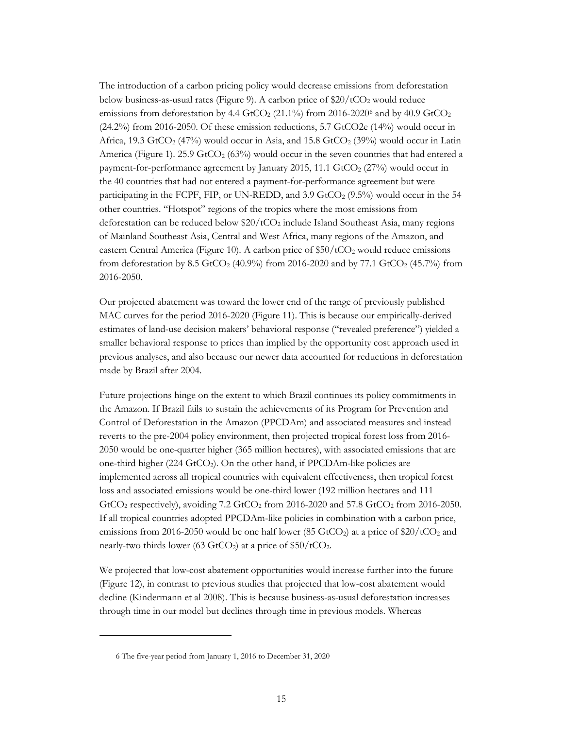The introduction of a carbon pricing policy would decrease emissions from deforestation below business-as-usual rates (Figure 9). A carbon price of \$20/t$CO_2$ would reduce emissions from deforestation by 4.4 Gt$CO_2$ (21.1%) from 2016-2020[6] and by 40.9 Gt$CO_2$ (24.2%) from 2016-2050. Of these emission reductions, 5.7 GtCO2e (14%) would occur in Africa, 19.3 Gt$CO_2$ (47%) would occur in Asia, and 15.8 Gt$CO_2$ (39%) would occur in Latin America (Figure 1). 25.9 Gt$CO_2$ (63%) would occur in the seven countries that had entered a payment-for-performance agreement by January 2015, 11.1 Gt$CO_2$ (27%) would occur in the 40 countries that had not entered a payment-for-performance agreement but were participating in the FCPF, FIP, or UN-REDD, and 3.9 Gt$CO_2$ (9.5%) would occur in the 54 other countries. "Hotspot" regions of the tropics where the most emissions from deforestation can be reduced below \$20/t$CO_2$ include Island Southeast Asia, many regions of Mainland Southeast Asia, Central and West Africa, many regions of the Amazon, and eastern Central America (Figure 10). A carbon price of \$50/t$CO_2$ would reduce emissions from deforestation by 8.5 Gt$CO_2$ (40.9%) from 2016-2020 and by 77.1 Gt$CO_2$ (45.7%) from 2016-2050.

Our projected abatement was toward the lower end of the range of previously published MAC curves for the period 2016-2020 (Figure 11). This is because our empirically-derived estimates of land-use decision makers' behavioral response ("revealed preference") yielded a smaller behavioral response to prices than implied by the opportunity cost approach used in previous analyses, and also because our newer data accounted for reductions in deforestation made by Brazil after 2004.

Future projections hinge on the extent to which Brazil continues its policy commitments in the Amazon. If Brazil fails to sustain the achievements of its Program for Prevention and Control of Deforestation in the Amazon (PPCDAm) and associated measures and instead reverts to the pre-2004 policy environment, then projected tropical forest loss from 2016-2050 would be one-quarter higher (365 million hectares), with associated emissions that are one-third higher (224 Gt$CO_2$). On the other hand, if PPCDAm-like policies are implemented across all tropical countries with equivalent effectiveness, then tropical forest loss and associated emissions would be one-third lower (192 million hectares and 111 Gt$CO_2$ respectively), avoiding 7.2 Gt$CO_2$ from 2016-2020 and 57.8 Gt$CO_2$ from 2016-2050. If all tropical countries adopted PPCDAm-like policies in combination with a carbon price, emissions from 2016-2050 would be one half lower (85 Gt$CO_2$) at a price of \$20/t$CO_2$ and nearly-two thirds lower (63 Gt$CO_2$) at a price of \$50/t$CO_2$.

We projected that low-cost abatement opportunities would increase further into the future (Figure 12), in contrast to previous studies that projected that low-cost abatement would decline (Kindermann et al 2008). This is because business-as-usual deforestation increases through time in our model but declines through time in previous models. Whereas

---

6 The five-year period from January 1, 2016 to December 31, 2020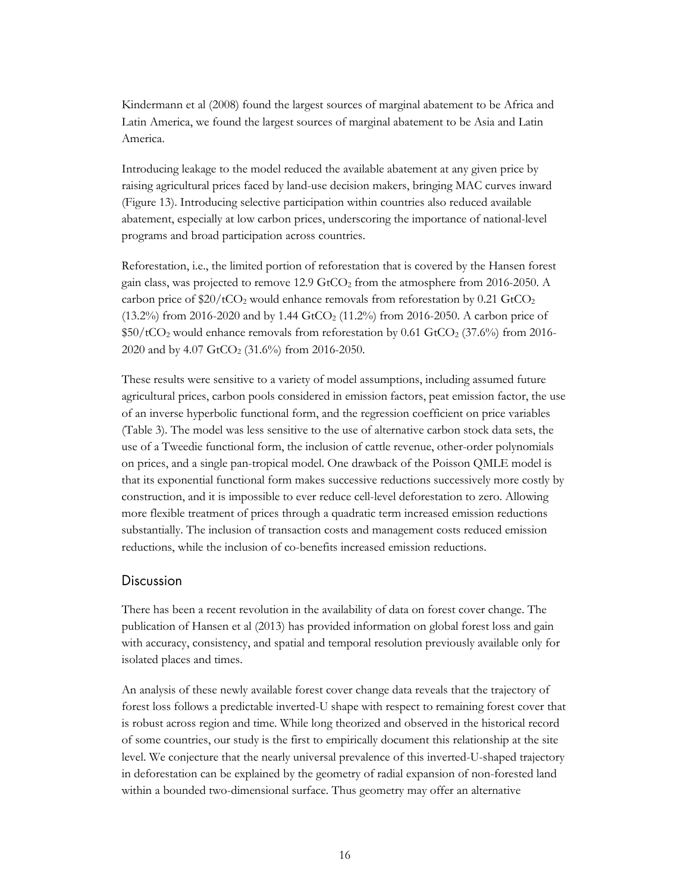Kindermann et al (2008) found the largest sources of marginal abatement to be Africa and Latin America, we found the largest sources of marginal abatement to be Asia and Latin America.

Introducing leakage to the model reduced the available abatement at any given price by raising agricultural prices faced by land-use decision makers, bringing MAC curves inward (Figure 13). Introducing selective participation within countries also reduced available abatement, especially at low carbon prices, underscoring the importance of national-level programs and broad participation across countries.

Reforestation, i.e., the limited portion of reforestation that is covered by the Hansen forest gain class, was projected to remove 12.9 $GtCO_2$ from the atmosphere from 2016-2050. A carbon price of $\$20/tCO_2$ would enhance removals from reforestation by 0.21 $GtCO_2$ (13.2%) from 2016-2020 and by 1.44 $GtCO_2$ (11.2%) from 2016-2050. A carbon price of $\$50/tCO_2$ would enhance removals from reforestation by 0.61 $GtCO_2$ (37.6%) from 2016-2020 and by 4.07 $GtCO_2$ (31.6%) from 2016-2050.

These results were sensitive to a variety of model assumptions, including assumed future agricultural prices, carbon pools considered in emission factors, peat emission factor, the use of an inverse hyperbolic functional form, and the regression coefficient on price variables (Table 3). The model was less sensitive to the use of alternative carbon stock data sets, the use of a Tweedie functional form, the inclusion of cattle revenue, other-order polynomials on prices, and a single pan-tropical model. One drawback of the Poisson QMLE model is that its exponential functional form makes successive reductions successively more costly by construction, and it is impossible to ever reduce cell-level deforestation to zero. Allowing more flexible treatment of prices through a quadratic term increased emission reductions substantially. The inclusion of transaction costs and management costs reduced emission reductions, while the inclusion of co-benefits increased emission reductions.

## Discussion

There has been a recent revolution in the availability of data on forest cover change. The publication of Hansen et al (2013) has provided information on global forest loss and gain with accuracy, consistency, and spatial and temporal resolution previously available only for isolated places and times.

An analysis of these newly available forest cover change data reveals that the trajectory of forest loss follows a predictable inverted-U shape with respect to remaining forest cover that is robust across region and time. While long theorized and observed in the historical record of some countries, our study is the first to empirically document this relationship at the site level. We conjecture that the nearly universal prevalence of this inverted-U-shaped trajectory in deforestation can be explained by the geometry of radial expansion of non-forested land within a bounded two-dimensional surface. Thus geometry may offer an alternative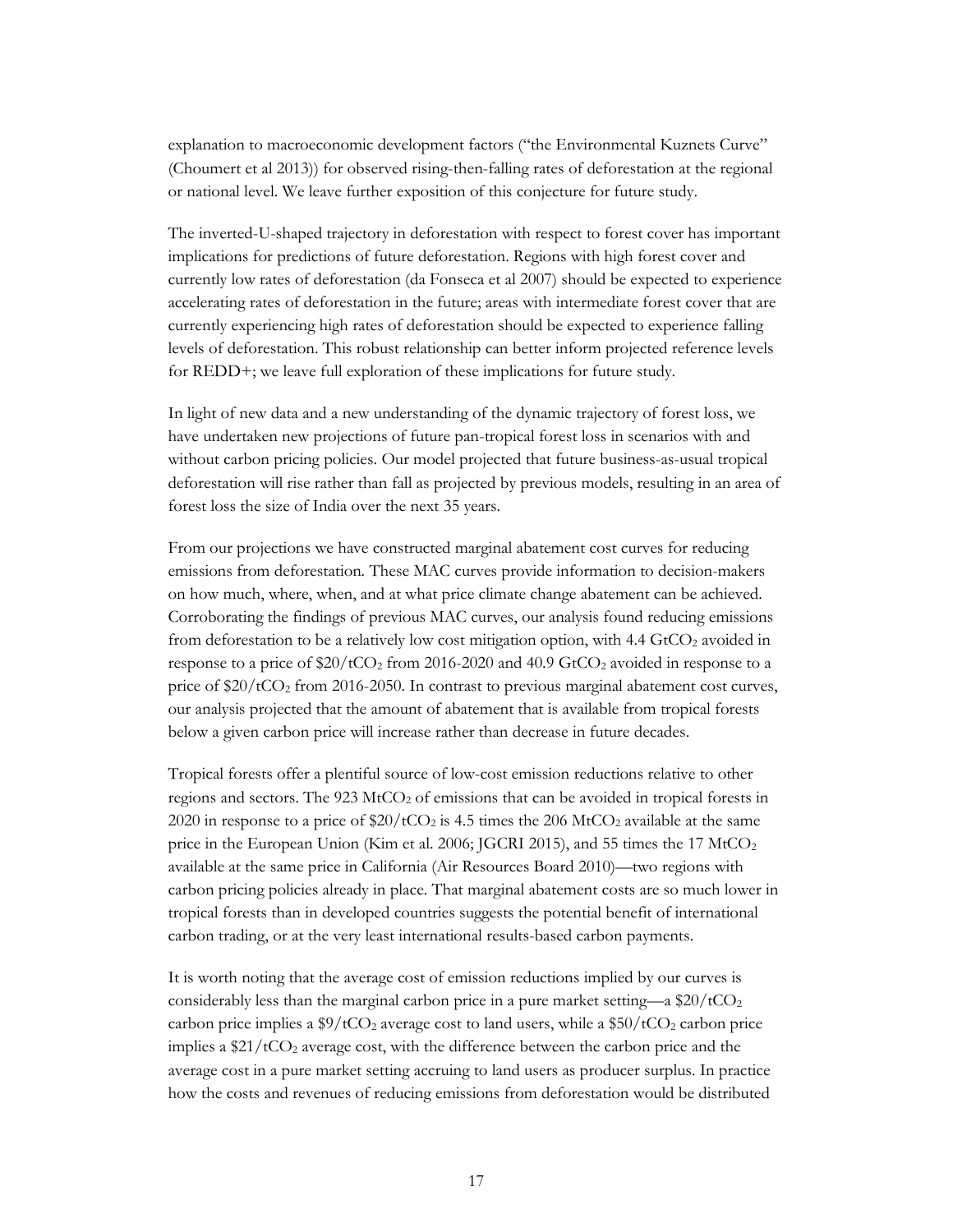explanation to macroeconomic development factors ("the Environmental Kuznets Curve" (Choumert et al 2013)) for observed rising-then-falling rates of deforestation at the regional or national level. We leave further exposition of this conjecture for future study.

The inverted-U-shaped trajectory in deforestation with respect to forest cover has important implications for predictions of future deforestation. Regions with high forest cover and currently low rates of deforestation (da Fonseca et al 2007) should be expected to experience accelerating rates of deforestation in the future; areas with intermediate forest cover that are currently experiencing high rates of deforestation should be expected to experience falling levels of deforestation. This robust relationship can better inform projected reference levels for REDD+; we leave full exploration of these implications for future study.

In light of new data and a new understanding of the dynamic trajectory of forest loss, we have undertaken new projections of future pan-tropical forest loss in scenarios with and without carbon pricing policies. Our model projected that future business-as-usual tropical deforestation will rise rather than fall as projected by previous models, resulting in an area of forest loss the size of India over the next 35 years.

From our projections we have constructed marginal abatement cost curves for reducing emissions from deforestation. These MAC curves provide information to decision-makers on how much, where, when, and at what price climate change abatement can be achieved. Corroborating the findings of previous MAC curves, our analysis found reducing emissions from deforestation to be a relatively low cost mitigation option, with 4.4 $GtCO_2$ avoided in response to a price of $\$20/tCO_2$ from 2016-2020 and 40.9 $GtCO_2$ avoided in response to a price of $\$20/tCO_2$ from 2016-2050. In contrast to previous marginal abatement cost curves, our analysis projected that the amount of abatement that is available from tropical forests below a given carbon price will increase rather than decrease in future decades.

Tropical forests offer a plentiful source of low-cost emission reductions relative to other regions and sectors. The 923 $MtCO_2$ of emissions that can be avoided in tropical forests in 2020 in response to a price of $\$20/tCO_2$ is 4.5 times the 206 $MtCO_2$ available at the same price in the European Union (Kim et al. 2006; JGCRI 2015), and 55 times the 17 $MtCO_2$ available at the same price in California (Air Resources Board 2010)—two regions with carbon pricing policies already in place. That marginal abatement costs are so much lower in tropical forests than in developed countries suggests the potential benefit of international carbon trading, or at the very least international results-based carbon payments.

It is worth noting that the average cost of emission reductions implied by our curves is considerably less than the marginal carbon price in a pure market setting—a $\$20/tCO_2$ carbon price implies a $\$9/tCO_2$ average cost to land users, while a $\$50/tCO_2$ carbon price implies a $\$21/tCO_2$ average cost, with the difference between the carbon price and the average cost in a pure market setting accruing to land users as producer surplus. In practice how the costs and revenues of reducing emissions from deforestation would be distributed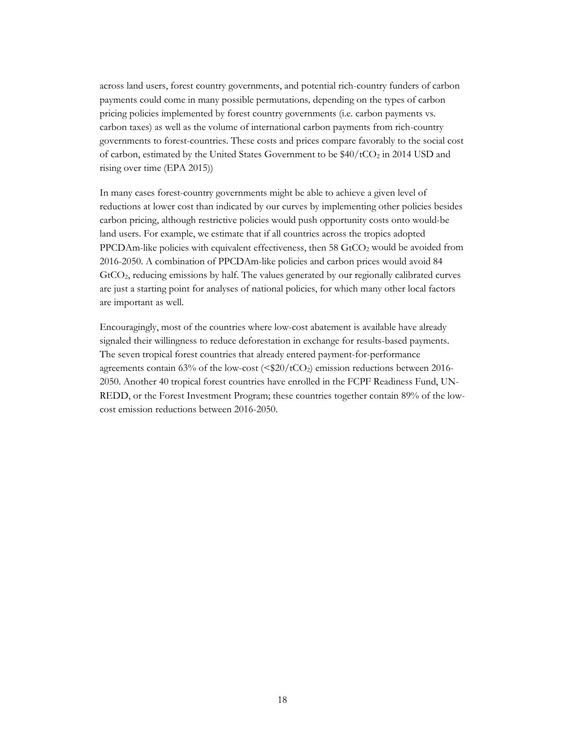across land users, forest country governments, and potential rich-country funders of carbon payments could come in many possible permutations, depending on the types of carbon pricing policies implemented by forest country governments (i.e. carbon payments vs. carbon taxes) as well as the volume of international carbon payments from rich-country governments to forest-countries. These costs and prices compare favorably to the social cost of carbon, estimated by the United States Government to be \$40/t$CO_2$ in 2014 USD and rising over time (EPA 2015))

In many cases forest-country governments might be able to achieve a given level of reductions at lower cost than indicated by our curves by implementing other policies besides carbon pricing, although restrictive policies would push opportunity costs onto would-be land users. For example, we estimate that if all countries across the tropics adopted PPCDAm-like policies with equivalent effectiveness, then 58 Gt$CO_2$ would be avoided from 2016-2050. A combination of PPCDAm-like policies and carbon prices would avoid 84 Gt$CO_2$, reducing emissions by half. The values generated by our regionally calibrated curves are just a starting point for analyses of national policies, for which many other local factors are important as well.

Encouragingly, most of the countries where low-cost abatement is available have already signaled their willingness to reduce deforestation in exchange for results-based payments. The seven tropical forest countries that already entered payment-for-performance agreements contain 63% of the low-cost (<\$20/t$CO_2$) emission reductions between 2016-2050. Another 40 tropical forest countries have enrolled in the FCPF Readiness Fund, UN-REDD, or the Forest Investment Program; these countries together contain 89% of the low-cost emission reductions between 2016-2050.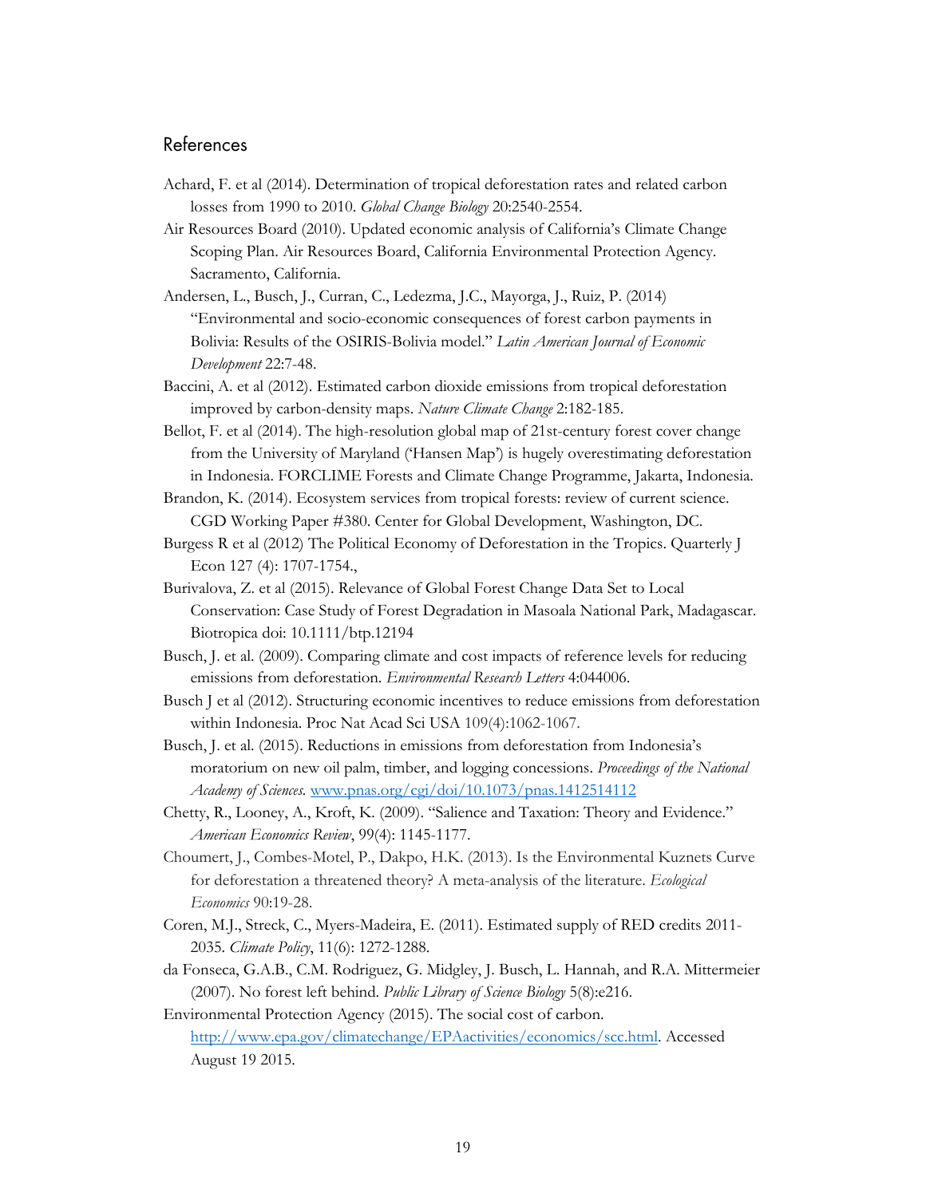## References

Achard, F. et al (2014). Determination of tropical deforestation rates and related carbon losses from 1990 to 2010. *Global Change Biology* 20:2540-2554.

Air Resources Board (2010). Updated economic analysis of California's Climate Change Scoping Plan. Air Resources Board, California Environmental Protection Agency. Sacramento, California.

Andersen, L., Busch, J., Curran, C., Ledezma, J.C., Mayorga, J., Ruiz, P. (2014) "Environmental and socio-economic consequences of forest carbon payments in Bolivia: Results of the OSIRIS-Bolivia model." *Latin American Journal of Economic Development* 22:7-48.

Baccini, A. et al (2012). Estimated carbon dioxide emissions from tropical deforestation improved by carbon-density maps. *Nature Climate Change* 2:182-185.

Bellot, F. et al (2014). The high-resolution global map of 21st-century forest cover change from the University of Maryland ('Hansen Map') is hugely overestimating deforestation in Indonesia. FORCLIME Forests and Climate Change Programme, Jakarta, Indonesia.

Brandon, K. (2014). Ecosystem services from tropical forests: review of current science. CGD Working Paper #380. Center for Global Development, Washington, DC.

Burgess R et al (2012) The Political Economy of Deforestation in the Tropics. Quarterly J Econ 127 (4): 1707-1754.,

Burivalova, Z. et al (2015). Relevance of Global Forest Change Data Set to Local Conservation: Case Study of Forest Degradation in Masoala National Park, Madagascar. Biotropica doi: 10.1111/btp.12194

Busch, J. et al. (2009). Comparing climate and cost impacts of reference levels for reducing emissions from deforestation. *Environmental Research Letters* 4:044006.

Busch J et al (2012). Structuring economic incentives to reduce emissions from deforestation within Indonesia. Proc Nat Acad Sci USA 109(4):1062-1067.

Busch, J. et al. (2015). Reductions in emissions from deforestation from Indonesia's moratorium on new oil palm, timber, and logging concessions. *Proceedings of the National Academy of Sciences.* [www.pnas.org/cgi/doi/10.1073/pnas.1412514112](www.pnas.org/cgi/doi/10.1073/pnas.1412514112)

Chetty, R., Looney, A., Kroft, K. (2009). "Salience and Taxation: Theory and Evidence." *American Economics Review*, 99(4): 1145-1177.

Choumert, J., Combes-Motel, P., Dakpo, H.K. (2013). Is the Environmental Kuznets Curve for deforestation a threatened theory? A meta-analysis of the literature. *Ecological Economics* 90:19-28.

Coren, M.J., Streck, C., Myers-Madeira, E. (2011). Estimated supply of RED credits 2011-2035. *Climate Policy*, 11(6): 1272-1288.

da Fonseca, G.A.B., C.M. Rodriguez, G. Midgley, J. Busch, L. Hannah, and R.A. Mittermeier (2007). No forest left behind. *Public Library of Science Biology* 5(8):e216.

Environmental Protection Agency (2015). The social cost of carbon. [http://www.epa.gov/climatechange/EPAactivities/economics/scc.html](http://www.epa.gov/climatechange/EPAactivities/economics/scc.html). Accessed August 19 2015.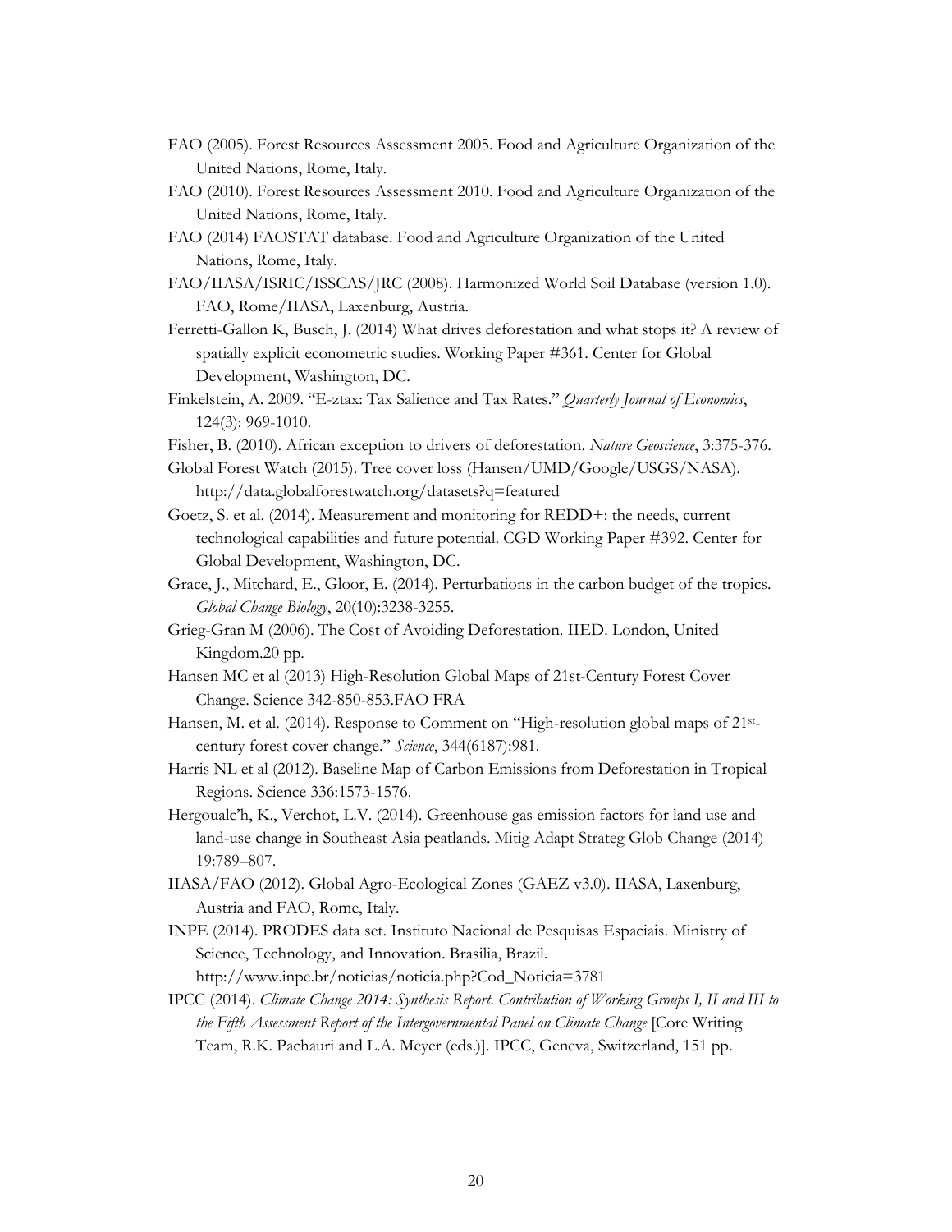FAO (2005). Forest Resources Assessment 2005. Food and Agriculture Organization of the United Nations, Rome, Italy.

FAO (2010). Forest Resources Assessment 2010. Food and Agriculture Organization of the United Nations, Rome, Italy.

FAO (2014) FAOSTAT database. Food and Agriculture Organization of the United Nations, Rome, Italy.

FAO/IIASA/ISRIC/ISSCAS/JRC (2008). Harmonized World Soil Database (version 1.0). FAO, Rome/IIASA, Laxenburg, Austria.

Ferretti-Gallon K, Busch, J. (2014) What drives deforestation and what stops it? A review of spatially explicit econometric studies. Working Paper #361. Center for Global Development, Washington, DC.

Finkelstein, A. 2009. "E-ztax: Tax Salience and Tax Rates." *Quarterly Journal of Economics*, 124(3): 969-1010.

Fisher, B. (2010). African exception to drivers of deforestation. *Nature Geoscience*, 3:375-376.

Global Forest Watch (2015). Tree cover loss (Hansen/UMD/Google/USGS/NASA). http://data.globalforestwatch.org/datasets?q=featured

Goetz, S. et al. (2014). Measurement and monitoring for REDD+: the needs, current technological capabilities and future potential. CGD Working Paper #392. Center for Global Development, Washington, DC.

Grace, J., Mitchard, E., Gloor, E. (2014). Perturbations in the carbon budget of the tropics. *Global Change Biology*, 20(10):3238-3255.

Grieg-Gran M (2006). The Cost of Avoiding Deforestation. IIED. London, United Kingdom.20 pp.

Hansen MC et al (2013) High-Resolution Global Maps of 21st-Century Forest Cover Change. Science 342-850-853.FAO FRA

Hansen, M. et al. (2014). Response to Comment on "High-resolution global maps of 21st-century forest cover change." *Science*, 344(6187):981.

Harris NL et al (2012). Baseline Map of Carbon Emissions from Deforestation in Tropical Regions. Science 336:1573-1576.

Hergoualc'h, K., Verchot, L.V. (2014). Greenhouse gas emission factors for land use and land-use change in Southeast Asia peatlands. Mitig Adapt Strateg Glob Change (2014) 19:789–807.

IIASA/FAO (2012). Global Agro-Ecological Zones (GAEZ v3.0). IIASA, Laxenburg, Austria and FAO, Rome, Italy.

INPE (2014). PRODES data set. Instituto Nacional de Pesquisas Espaciais. Ministry of Science, Technology, and Innovation. Brasilia, Brazil. http://www.inpe.br/noticias/noticia.php?Cod_Noticia=3781

IPCC (2014). *Climate Change 2014: Synthesis Report. Contribution of Working Groups I, II and III to the Fifth Assessment Report of the Intergovernmental Panel on Climate Change* [Core Writing Team, R.K. Pachauri and L.A. Meyer (eds.)]. IPCC, Geneva, Switzerland, 151 pp.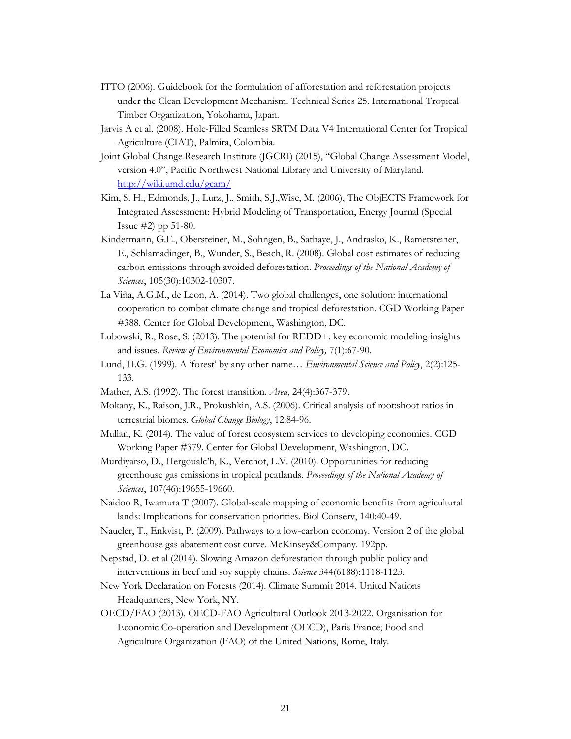ITTO (2006). Guidebook for the formulation of afforestation and reforestation projects under the Clean Development Mechanism. Technical Series 25. International Tropical Timber Organization, Yokohama, Japan.

Jarvis A et al. (2008). Hole-Filled Seamless SRTM Data V4 International Center for Tropical Agriculture (CIAT), Palmira, Colombia.

Joint Global Change Research Institute (JGCRI) (2015), "Global Change Assessment Model, version 4.0", Pacific Northwest National Library and University of Maryland. [http://wiki.umd.edu/gcam/](http://wiki.umd.edu/gcam/)

Kim, S. H., Edmonds, J., Lurz, J., Smith, S.J.,Wise, M. (2006), The ObjECTS Framework for Integrated Assessment: Hybrid Modeling of Transportation, Energy Journal (Special Issue #2) pp 51-80.

Kindermann, G.E., Obersteiner, M., Sohngen, B., Sathaye, J., Andrasko, K., Rametsteiner, E., Schlamadinger, B., Wunder, S., Beach, R. (2008). Global cost estimates of reducing carbon emissions through avoided deforestation. *Proceedings of the National Academy of Sciences*, 105(30):10302-10307.

La Viña, A.G.M., de Leon, A. (2014). Two global challenges, one solution: international cooperation to combat climate change and tropical deforestation. CGD Working Paper #388. Center for Global Development, Washington, DC.

Lubowski, R., Rose, S. (2013). The potential for REDD+: key economic modeling insights and issues. *Review of Environmental Economics and Policy,* 7(1):67-90.

Lund, H.G. (1999). A 'forest' by any other name… *Environmental Science and Policy*, 2(2):125-133.

Mather, A.S. (1992). The forest transition. *Area*, 24(4):367-379.

Mokany, K., Raison, J.R., Prokushkin, A.S. (2006). Critical analysis of root:shoot ratios in terrestrial biomes. *Global Change Biology*, 12:84-96.

Mullan, K. (2014). The value of forest ecosystem services to developing economies. CGD Working Paper #379. Center for Global Development, Washington, DC.

Murdiyarso, D., Hergoualc'h, K., Verchot, L.V. (2010). Opportunities for reducing greenhouse gas emissions in tropical peatlands. *Proceedings of the National Academy of Sciences*, 107(46):19655-19660.

Naidoo R, Iwamura T (2007). Global-scale mapping of economic benefits from agricultural lands: Implications for conservation priorities. Biol Conserv, 140:40-49.

Naucler, T., Enkvist, P. (2009). Pathways to a low-carbon economy. Version 2 of the global greenhouse gas abatement cost curve. McKinsey&Company. 192pp.

Nepstad, D. et al (2014). Slowing Amazon deforestation through public policy and interventions in beef and soy supply chains. *Science* 344(6188):1118-1123.

New York Declaration on Forests (2014). Climate Summit 2014. United Nations Headquarters, New York, NY.

OECD/FAO (2013). OECD-FAO Agricultural Outlook 2013-2022. Organisation for Economic Co-operation and Development (OECD), Paris France; Food and Agriculture Organization (FAO) of the United Nations, Rome, Italy.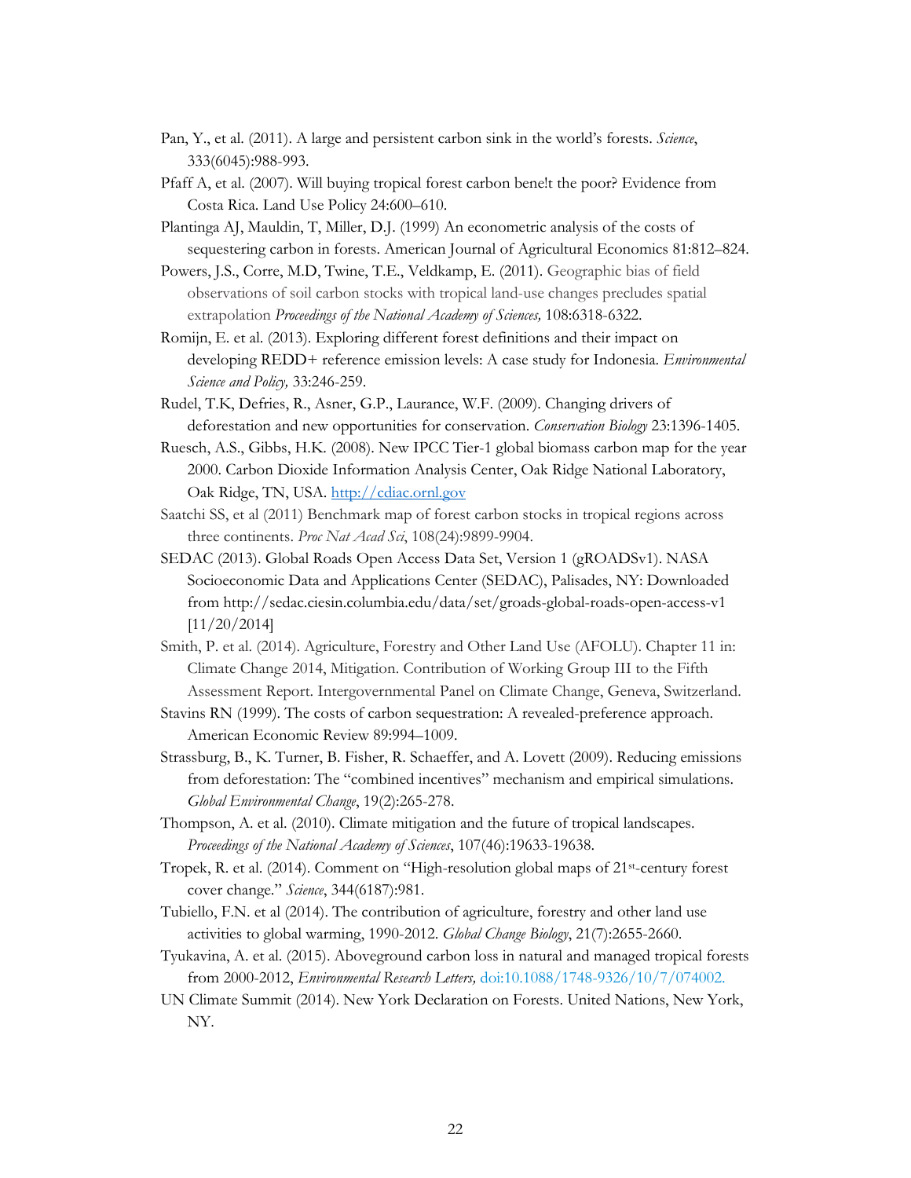Pan, Y., et al. (2011). A large and persistent carbon sink in the world's forests. *Science*, 333(6045):988-993.

Pfaff A, et al. (2007). Will buying tropical forest carbon bene!t the poor? Evidence from Costa Rica. Land Use Policy 24:600–610.

Plantinga AJ, Mauldin, T, Miller, D.J. (1999) An econometric analysis of the costs of sequestering carbon in forests. American Journal of Agricultural Economics 81:812–824.

Powers, J.S., Corre, M.D, Twine, T.E., Veldkamp, E. (2011). Geographic bias of field observations of soil carbon stocks with tropical land-use changes precludes spatial extrapolation *Proceedings of the National Academy of Sciences,* 108:6318-6322.

Romijn, E. et al. (2013). Exploring different forest definitions and their impact on developing REDD+ reference emission levels: A case study for Indonesia. *Environmental Science and Policy,* 33:246-259.

Rudel, T.K, Defries, R., Asner, G.P., Laurance, W.F. (2009). Changing drivers of deforestation and new opportunities for conservation. *Conservation Biology* 23:1396-1405.

Ruesch, A.S., Gibbs, H.K. (2008). New IPCC Tier-1 global biomass carbon map for the year 2000. Carbon Dioxide Information Analysis Center, Oak Ridge National Laboratory, Oak Ridge, TN, USA. http://cdiac.ornl.gov

Saatchi SS, et al (2011) Benchmark map of forest carbon stocks in tropical regions across three continents. *Proc Nat Acad Sci*, 108(24):9899-9904.

SEDAC (2013). Global Roads Open Access Data Set, Version 1 (gROADSv1). NASA Socioeconomic Data and Applications Center (SEDAC), Palisades, NY: Downloaded from http://sedac.ciesin.columbia.edu/data/set/groads-global-roads-open-access-v1 [11/20/2014]

Smith, P. et al. (2014). Agriculture, Forestry and Other Land Use (AFOLU). Chapter 11 in: Climate Change 2014, Mitigation. Contribution of Working Group III to the Fifth Assessment Report. Intergovernmental Panel on Climate Change, Geneva, Switzerland.

Stavins RN (1999). The costs of carbon sequestration: A revealed-preference approach. American Economic Review 89:994–1009.

Strassburg, B., K. Turner, B. Fisher, R. Schaeffer, and A. Lovett (2009). Reducing emissions from deforestation: The "combined incentives" mechanism and empirical simulations. *Global Environmental Change*, 19(2):265-278.

Thompson, A. et al. (2010). Climate mitigation and the future of tropical landscapes. *Proceedings of the National Academy of Sciences*, 107(46):19633-19638.

Tropek, R. et al. (2014). Comment on "High-resolution global maps of 21st-century forest cover change." *Science*, 344(6187):981.

Tubiello, F.N. et al (2014). The contribution of agriculture, forestry and other land use activities to global warming, 1990-2012. *Global Change Biology*, 21(7):2655-2660.

Tyukavina, A. et al. (2015). Aboveground carbon loss in natural and managed tropical forests from 2000-2012, *Environmental Research Letters,* doi:10.1088/1748-9326/10/7/074002.

UN Climate Summit (2014). New York Declaration on Forests. United Nations, New York, NY.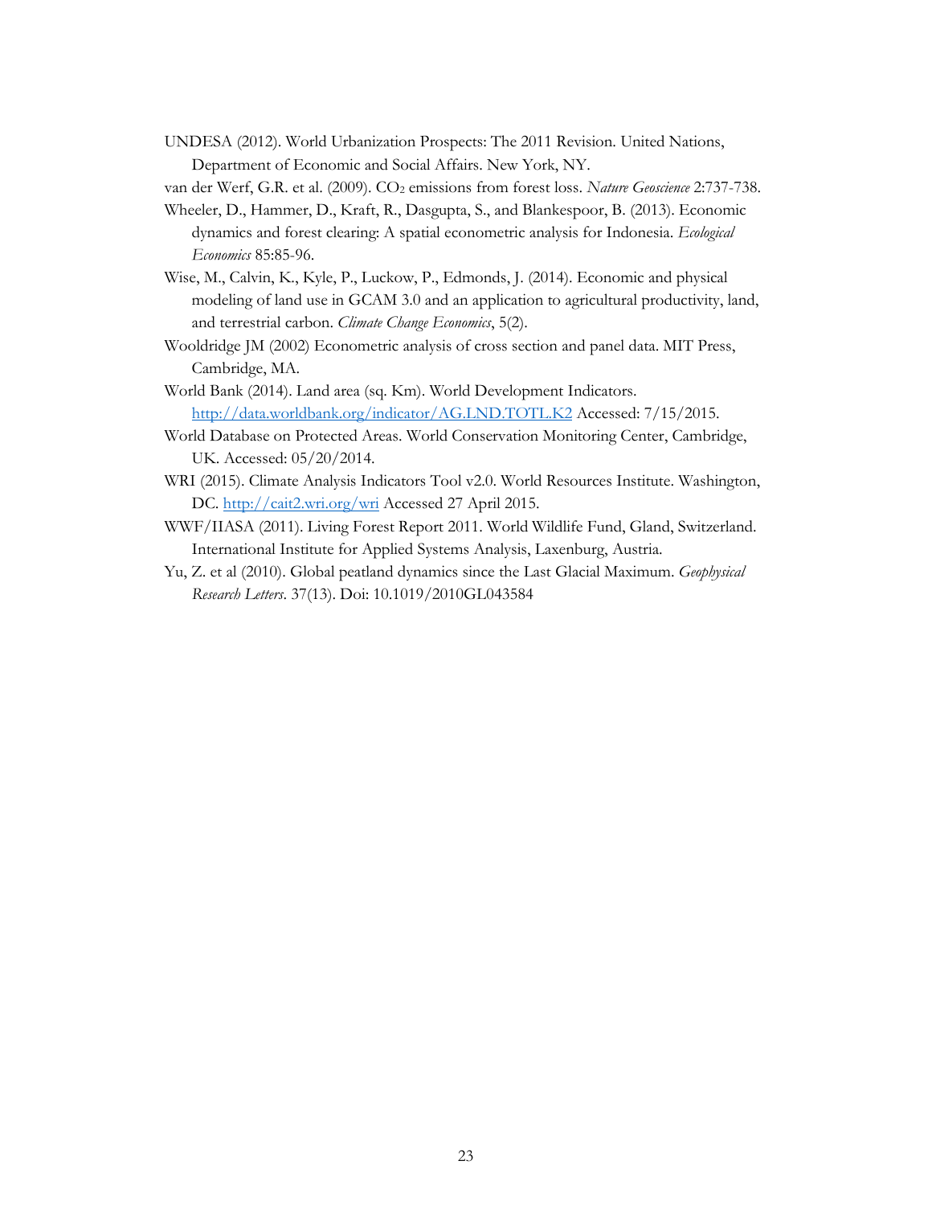UNDESA (2012). World Urbanization Prospects: The 2011 Revision. United Nations, Department of Economic and Social Affairs. New York, NY.

van der Werf, G.R. et al. (2009). $CO_2$ emissions from forest loss. *Nature Geoscience* 2:737-738.

Wheeler, D., Hammer, D., Kraft, R., Dasgupta, S., and Blankespoor, B. (2013). Economic dynamics and forest clearing: A spatial econometric analysis for Indonesia. *Ecological Economics* 85:85-96.

Wise, M., Calvin, K., Kyle, P., Luckow, P., Edmonds, J. (2014). Economic and physical modeling of land use in GCAM 3.0 and an application to agricultural productivity, land, and terrestrial carbon. *Climate Change Economics*, 5(2).

Wooldridge JM (2002) Econometric analysis of cross section and panel data. MIT Press, Cambridge, MA.

World Bank (2014). Land area (sq. Km). World Development Indicators. http://data.worldbank.org/indicator/AG.LND.TOTL.K2 Accessed: 7/15/2015.

World Database on Protected Areas. World Conservation Monitoring Center, Cambridge, UK. Accessed: 05/20/2014.

WRI (2015). Climate Analysis Indicators Tool v2.0. World Resources Institute. Washington, DC. http://cait2.wri.org/wri Accessed 27 April 2015.

WWF/IIASA (2011). Living Forest Report 2011. World Wildlife Fund, Gland, Switzerland. International Institute for Applied Systems Analysis, Laxenburg, Austria.

Yu, Z. et al (2010). Global peatland dynamics since the Last Glacial Maximum. *Geophysical Research Letters*. 37(13). Doi: 10.1019/2010GL043584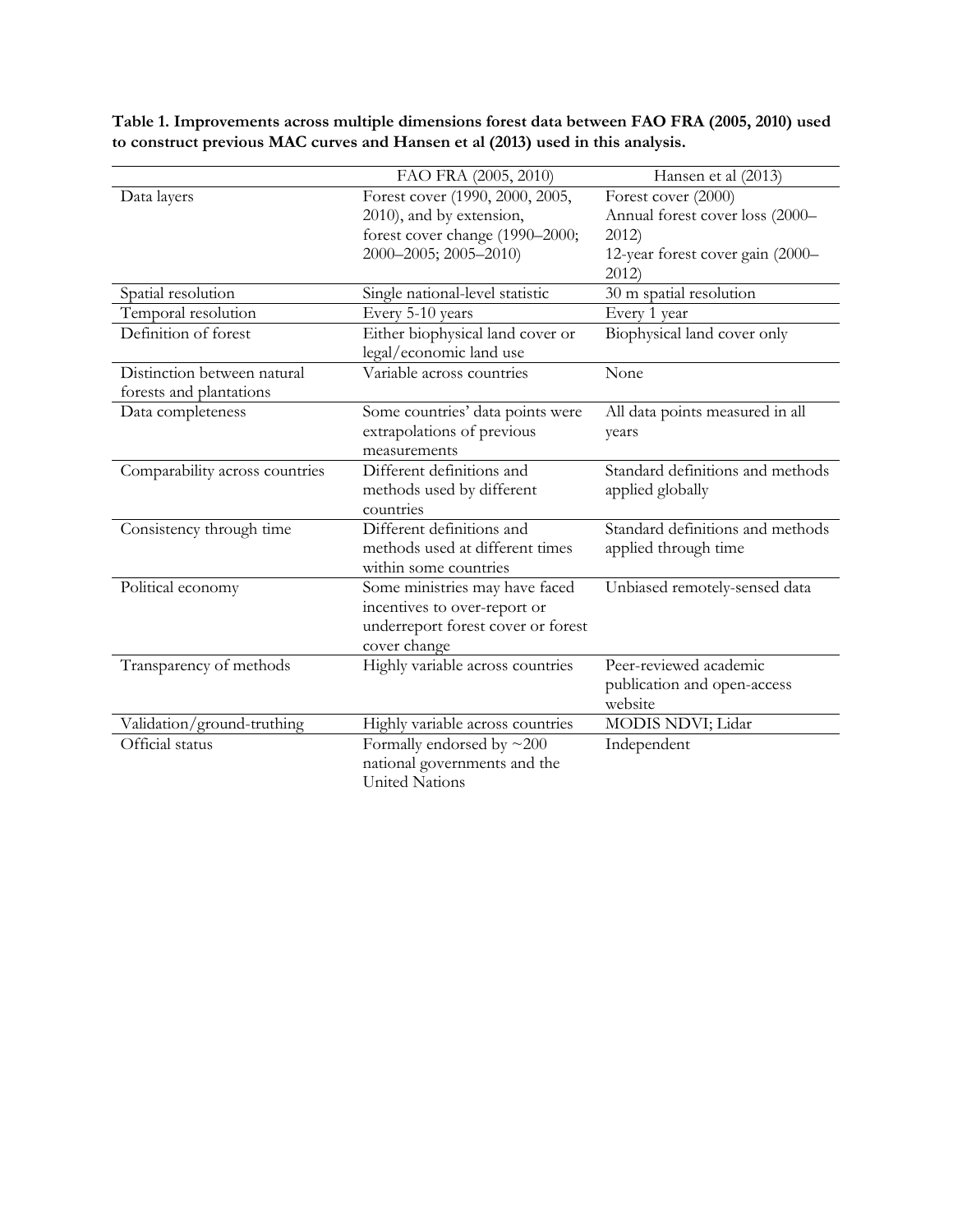**Table 1. Improvements across multiple dimensions forest data between FAO FRA (2005, 2010) used to construct previous MAC curves and Hansen et al (2013) used in this analysis.**

| | FAO FRA (2005, 2010) | Hansen et al (2013) |
|---|---|---|
| Data layers | Forest cover (1990, 2000, 2005, 2010), and by extension, forest cover change (1990–2000; 2000–2005; 2005–2010) | Forest cover (2000) Annual forest cover loss (2000–2012) 12-year forest cover gain (2000–2012) |
| Spatial resolution | Single national-level statistic | 30 m spatial resolution |
| Temporal resolution | Every 5-10 years | Every 1 year |
| Definition of forest | Either biophysical land cover or legal/economic land use | Biophysical land cover only |
| Distinction between natural forests and plantations | Variable across countries | None |
| Data completeness | Some countries' data points were extrapolations of previous measurements | All data points measured in all years |
| Comparability across countries | Different definitions and methods used by different countries | Standard definitions and methods applied globally |
| Consistency through time | Different definitions and methods used at different times within some countries | Standard definitions and methods applied through time |
| Political economy | Some ministries may have faced incentives to over-report or underreport forest cover or forest cover change | Unbiased remotely-sensed data |
| Transparency of methods | Highly variable across countries | Peer-reviewed academic publication and open-access website |
| Validation/ground-truthing | Highly variable across countries | MODIS NDVI; Lidar |
| Official status | Formally endorsed by ~200 national governments and the United Nations | Independent |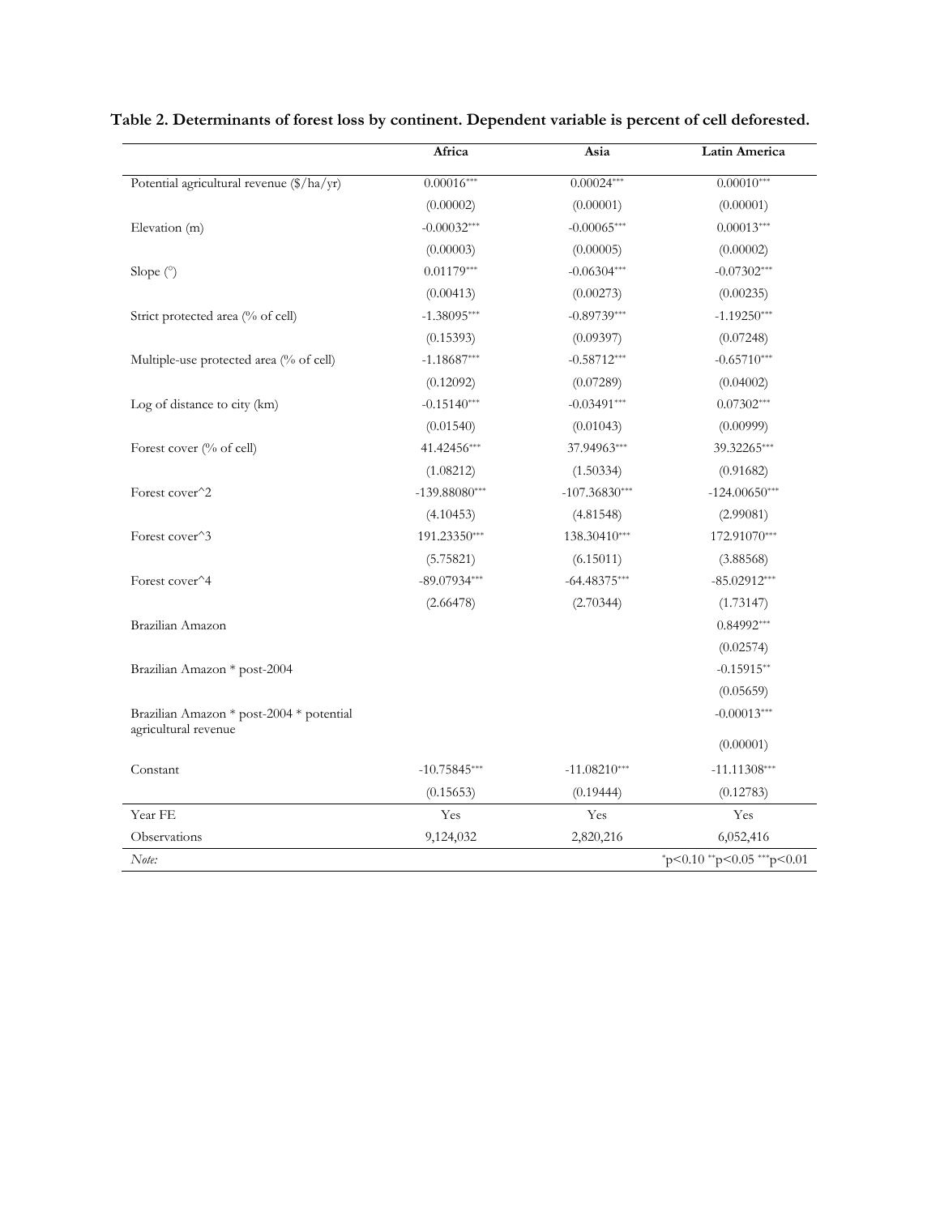**Table 2. Determinants of forest loss by continent. Dependent variable is percent of cell deforested.**

| | Africa | Asia | Latin America |
|---|---|---|---|
| Potential agricultural revenue ($/ha/yr) | 0.00016*** | 0.00024*** | 0.00010*** |
| | (0.00002) | (0.00001) | (0.00001) |
| Elevation (m) | -0.00032*** | -0.00065*** | 0.00013*** |
| | (0.00003) | (0.00005) | (0.00002) |
| Slope (°) | 0.01179*** | -0.06304*** | -0.07302*** |
| | (0.00413) | (0.00273) | (0.00235) |
| Strict protected area (% of cell) | -1.38095*** | -0.89739*** | -1.19250*** |
| | (0.15393) | (0.09397) | (0.07248) |
| Multiple-use protected area (% of cell) | -1.18687*** | -0.58712*** | -0.65710*** |
| | (0.12092) | (0.07289) | (0.04002) |
| Log of distance to city (km) | -0.15140*** | -0.03491*** | 0.07302*** |
| | (0.01540) | (0.01043) | (0.00999) |
| Forest cover (% of cell) | 41.42456*** | 37.94963*** | 39.32265*** |
| | (1.08212) | (1.50334) | (0.91682) |
| Forest cover^2 | -139.88080*** | -107.36830*** | -124.00650*** |
| | (4.10453) | (4.81548) | (2.99081) |
| Forest cover^3 | 191.23350*** | 138.30410*** | 172.91070*** |
| | (5.75821) | (6.15011) | (3.88568) |
| Forest cover^4 | -89.07934*** | -64.48375*** | -85.02912*** |
| | (2.66478) | (2.70344) | (1.73147) |
| Brazilian Amazon | | | 0.84992*** |
| | | | (0.02574) |
| Brazilian Amazon * post-2004 | | | -0.15915** |
| | | | (0.05659) |
| Brazilian Amazon * post-2004 * potential agricultural revenue | | | -0.00013*** |
| | | | (0.00001) |
| Constant | -10.75845*** | -11.08210*** | -11.11308*** |
| | (0.15653) | (0.19444) | (0.12783) |
| Year FE | Yes | Yes | Yes |
| Observations | 9,124,032 | 2,820,216 | 6,052,416 |
| *Note:* | | | *p<0.10 **p<0.05 ***p<0.01 |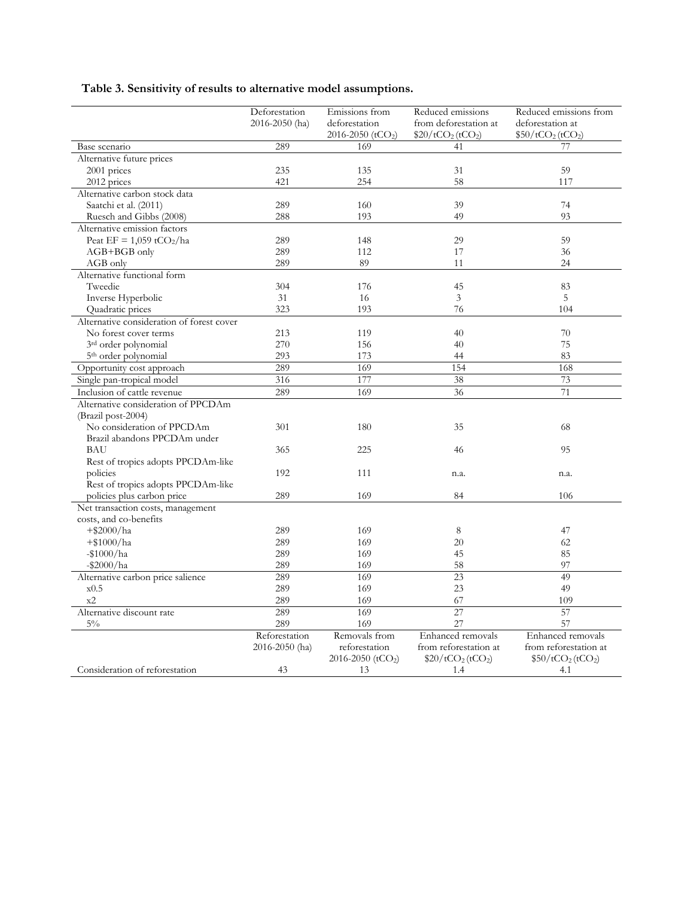**Table 3. Sensitivity of results to alternative model assumptions.**

| | Deforestation 2016-2050 (ha) | Emissions from deforestation 2016-2050 ($tCO_2$) | Reduced emissions from deforestation at $20/$tCO_2$ ($tCO_2$) | Reduced emissions from deforestation at $50/$tCO_2$ ($tCO_2$) |
|---|---|---|---|---|
| Base scenario | 289 | 169 | 41 | 77 |
| Alternative future prices | | | | |
| 2001 prices | 235 | 135 | 31 | 59 |
| 2012 prices | 421 | 254 | 58 | 117 |
| Alternative carbon stock data | | | | |
| Saatchi et al. (2011) | 289 | 160 | 39 | 74 |
| Ruesch and Gibbs (2008) | 288 | 193 | 49 | 93 |
| Alternative emission factors | | | | |
| Peat EF = 1,059 $tCO_2$/ha | 289 | 148 | 29 | 59 |
| AGB+BGB only | 289 | 112 | 17 | 36 |
| AGB only | 289 | 89 | 11 | 24 |
| Alternative functional form | | | | |
| Tweedie | 304 | 176 | 45 | 83 |
| Inverse Hyperbolic | 31 | 16 | 3 | 5 |
| Quadratic prices | 323 | 193 | 76 | 104 |
| Alternative consideration of forest cover | | | | |
| No forest cover terms | 213 | 119 | 40 | 70 |
| 3rd order polynomial | 270 | 156 | 40 | 75 |
| 5th order polynomial | 293 | 173 | 44 | 83 |
| Opportunity cost approach | 289 | 169 | 154 | 168 |
| Single pan-tropical model | 316 | 177 | 38 | 73 |
| Inclusion of cattle revenue | 289 | 169 | 36 | 71 |
| Alternative consideration of PPCDAm (Brazil post-2004) | | | | |
| No consideration of PPCDAm | 301 | 180 | 35 | 68 |
| Brazil abandons PPCDAm under BAU | 365 | 225 | 46 | 95 |
| Rest of tropics adopts PPCDAm-like policies | 192 | 111 | n.a. | n.a. |
| Rest of tropics adopts PPCDAm-like policies plus carbon price | 289 | 169 | 84 | 106 |
| Net transaction costs, management costs, and co-benefits | | | | |
| +$2000/ha | 289 | 169 | 8 | 47 |
| +$1000/ha | 289 | 169 | 20 | 62 |
| -$1000/ha | 289 | 169 | 45 | 85 |
| -$2000/ha | 289 | 169 | 58 | 97 |
| Alternative carbon price salience | 289 | 169 | 23 | 49 |
| x0.5 | 289 | 169 | 23 | 49 |
| x2 | 289 | 169 | 67 | 109 |
| Alternative discount rate | 289 | 169 | 27 | 57 |
| 5% | 289 | 169 | 27 | 57 |
| | Reforestation 2016-2050 (ha) | Removals from reforestation 2016-2050 ($tCO_2$) | Enhanced removals from reforestation at $20/$tCO_2$ ($tCO_2$) | Enhanced removals from reforestation at $50/$tCO_2$ ($tCO_2$) |
| Consideration of reforestation | 43 | 13 | 1.4 | 4.1 |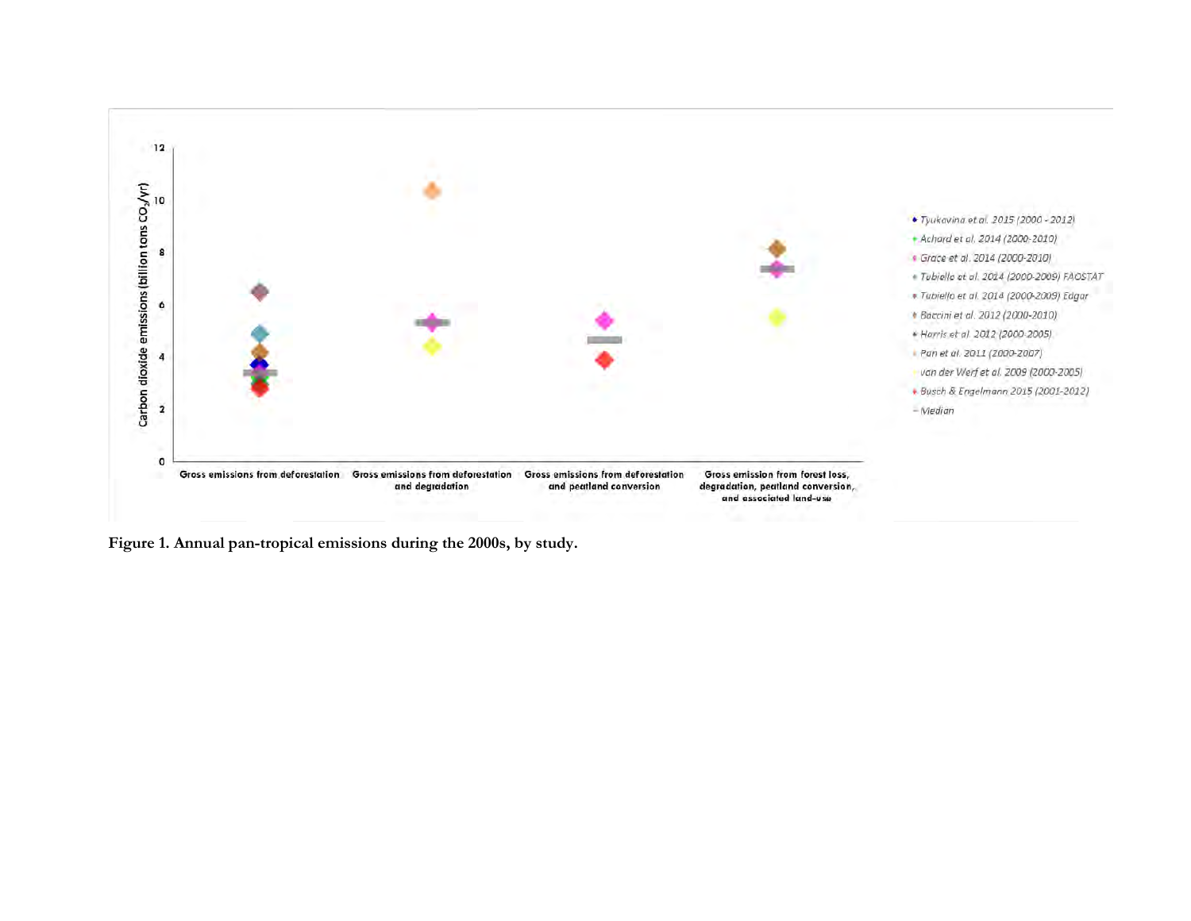Figure 1. Annual pan-tropical emissions during the 2000s, by study.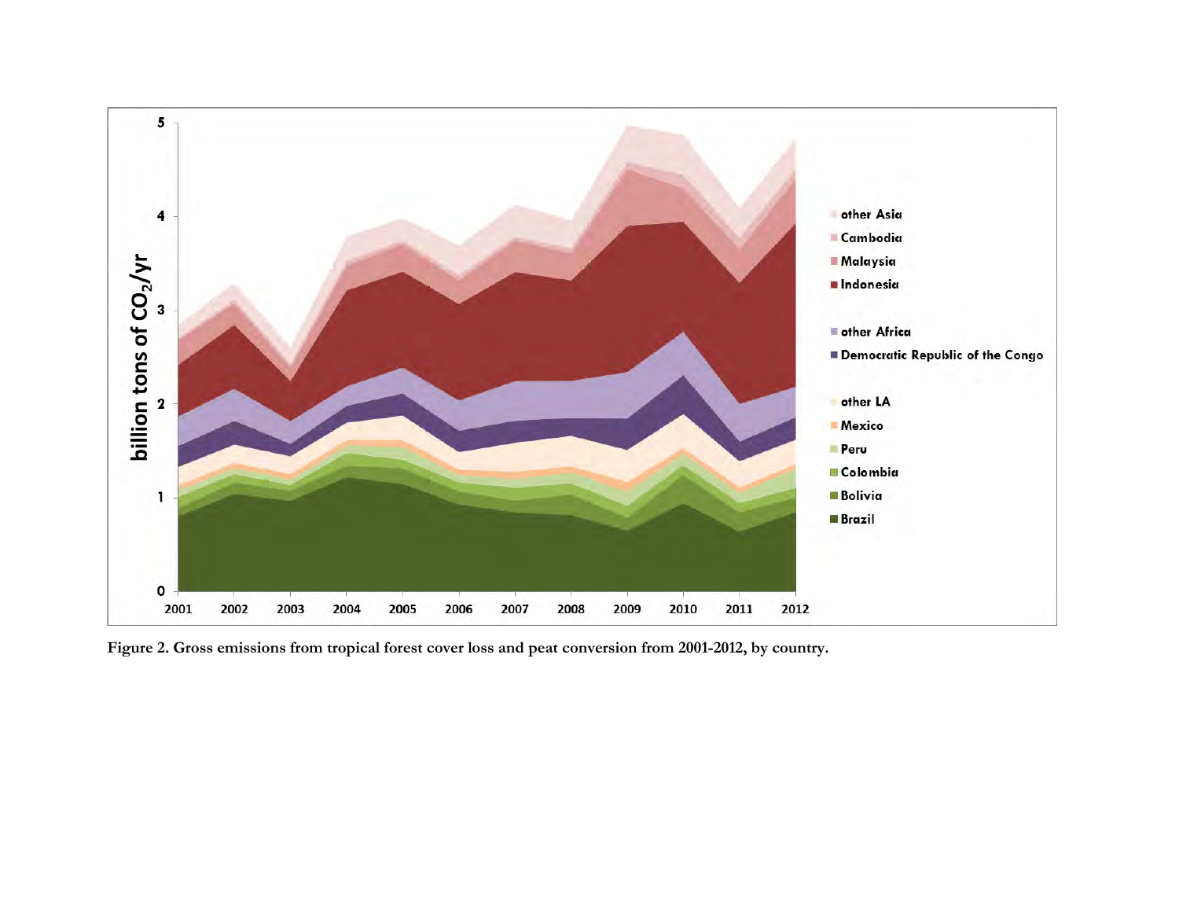Figure 2. Gross emissions from tropical forest cover loss and peat conversion from 2001-2012, by country.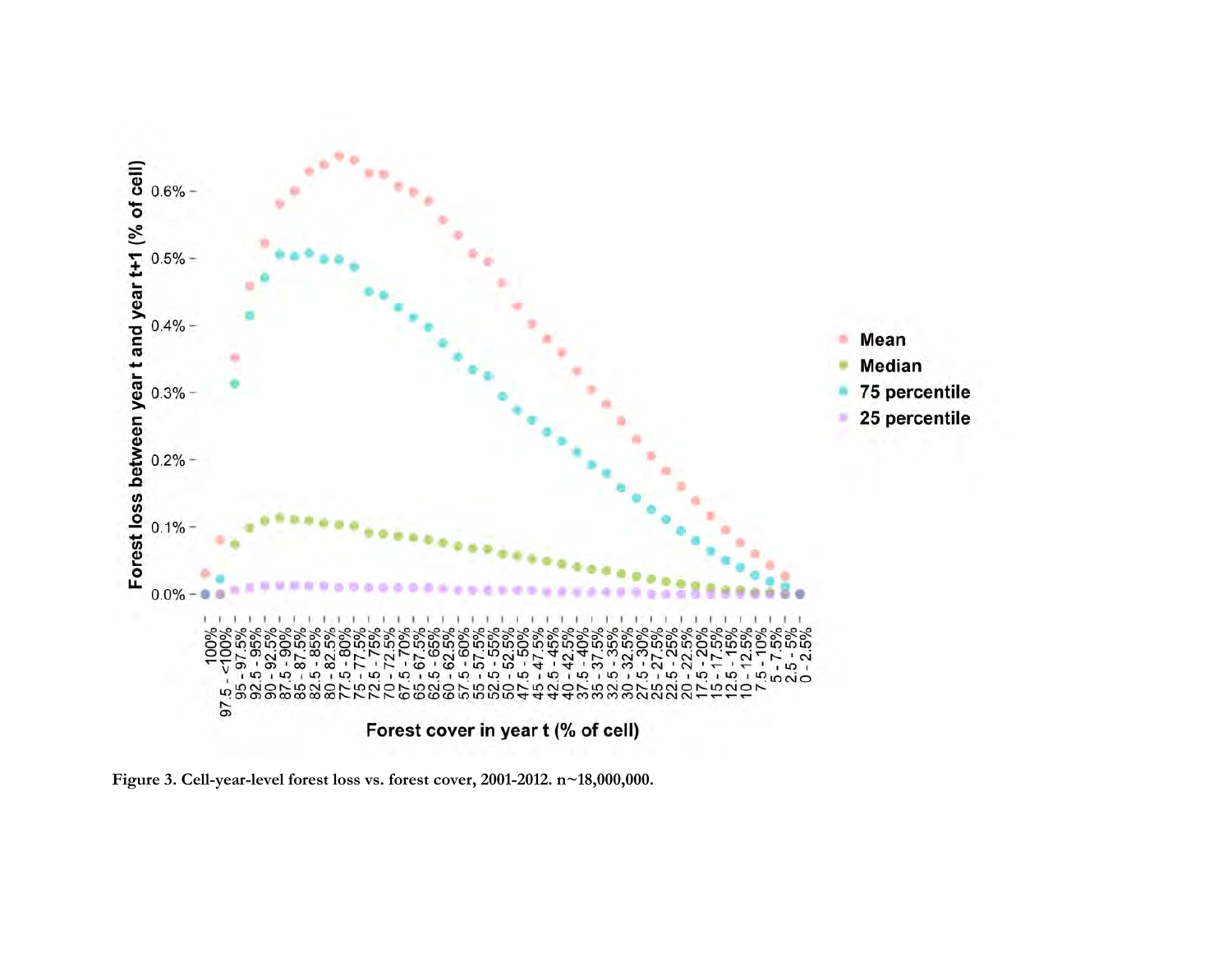Figure 3. Cell-year-level forest loss vs. forest cover, 2001-2012. n~18,000,000.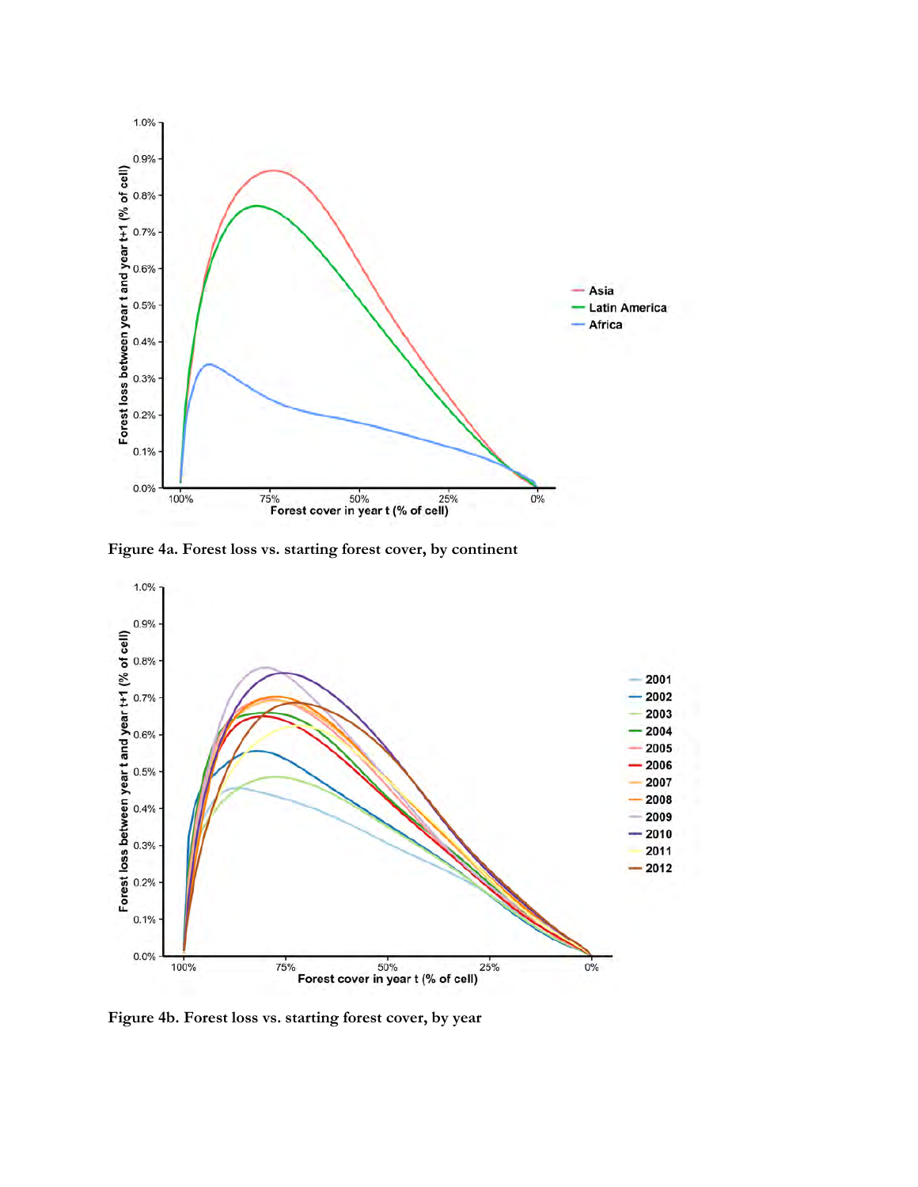Figure 4a. Forest loss vs. starting forest cover, by continent

Figure 4b. Forest loss vs. starting forest cover, by year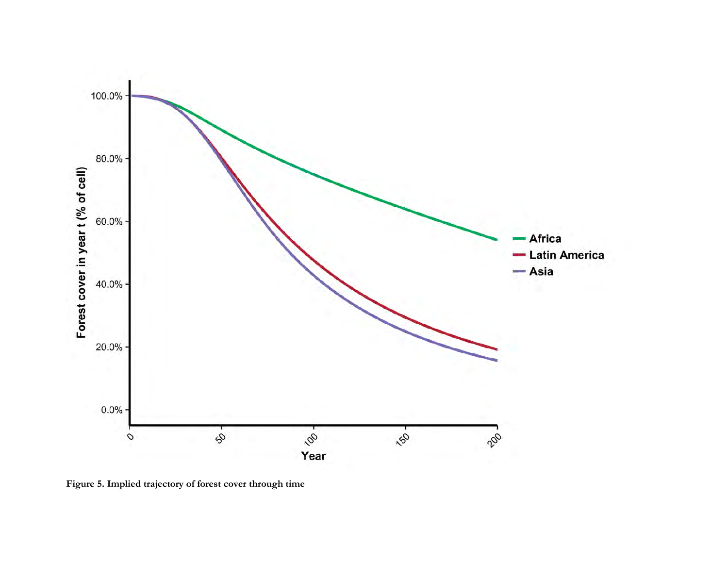Figure 5. Implied trajectory of forest cover through time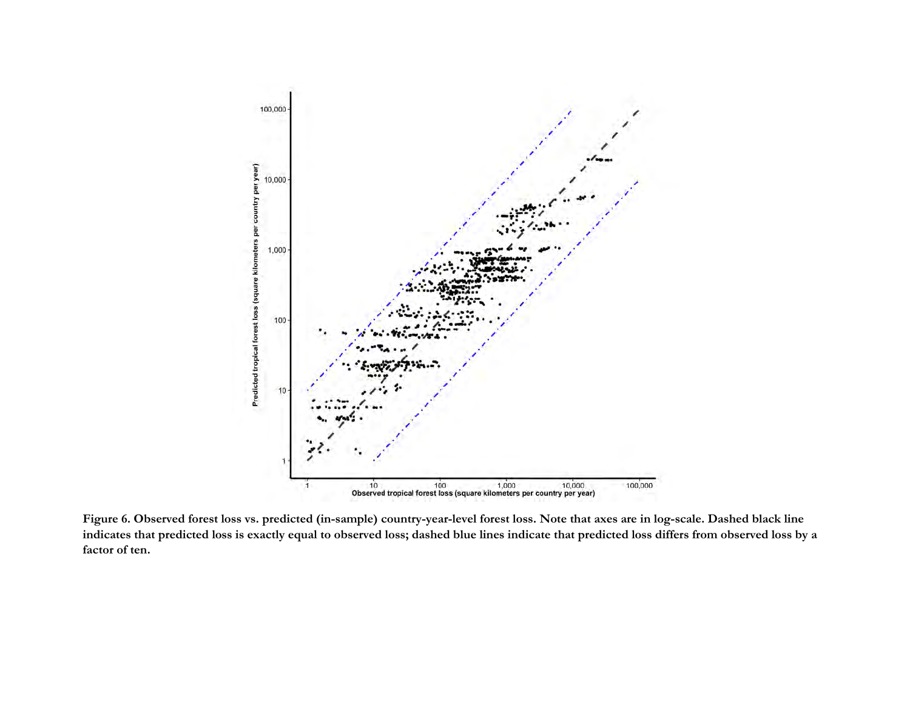**Figure 6. Observed forest loss vs. predicted (in-sample) country-year-level forest loss. Note that axes are in log-scale. Dashed black line indicates that predicted loss is exactly equal to observed loss; dashed blue lines indicate that predicted loss differs from observed loss by a factor of ten.**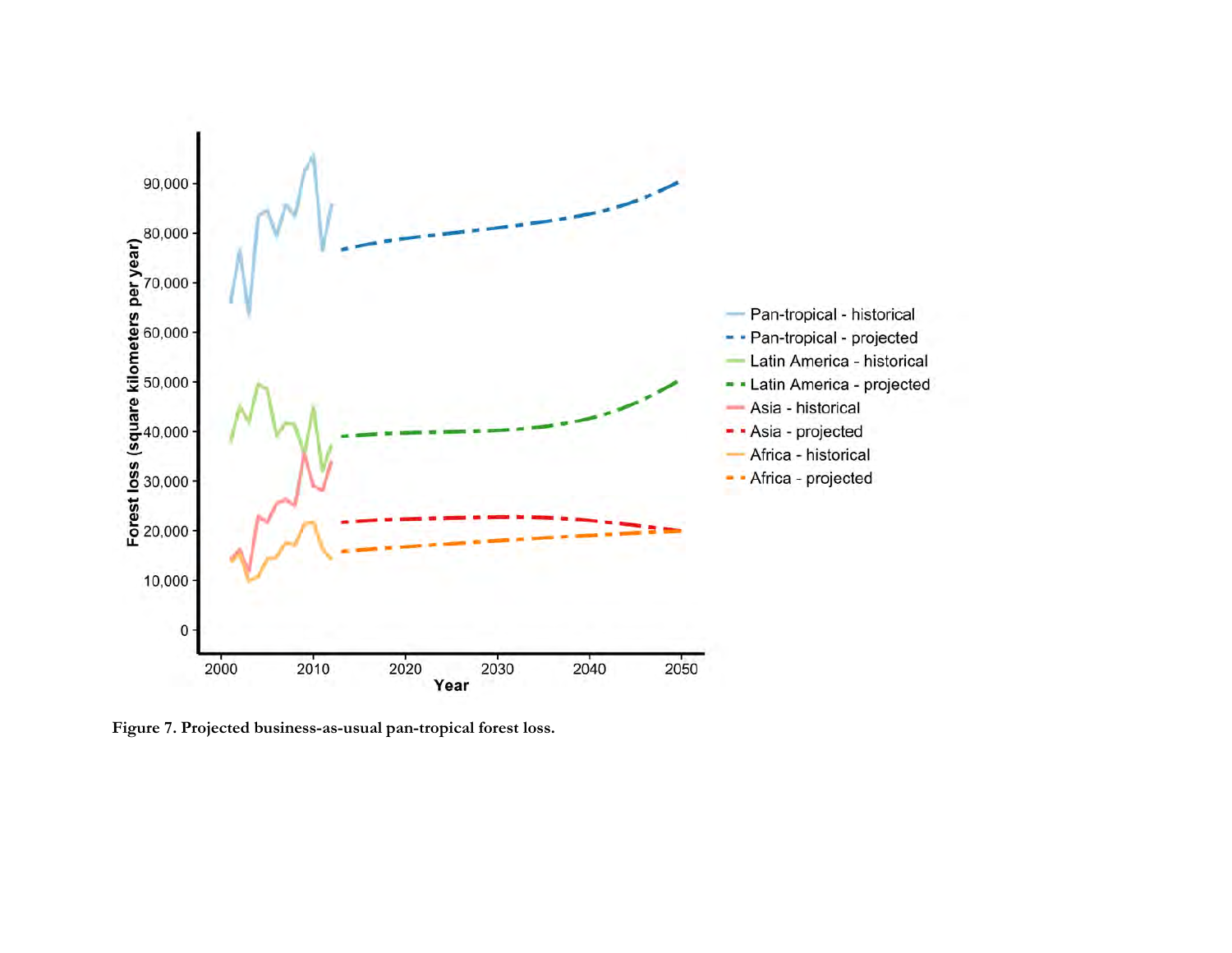**Figure 7. Projected business-as-usual pan-tropical forest loss.**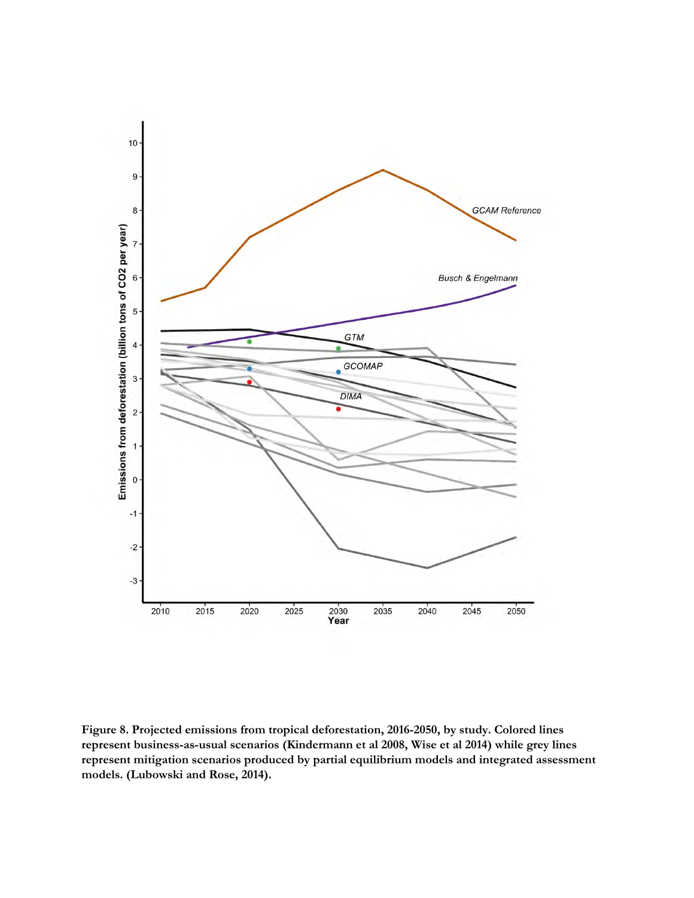**Figure 8. Projected emissions from tropical deforestation, 2016-2050, by study. Colored lines represent business-as-usual scenarios (Kindermann et al 2008, Wise et al 2014) while grey lines represent mitigation scenarios produced by partial equilibrium models and integrated assessment models. (Lubowski and Rose, 2014).**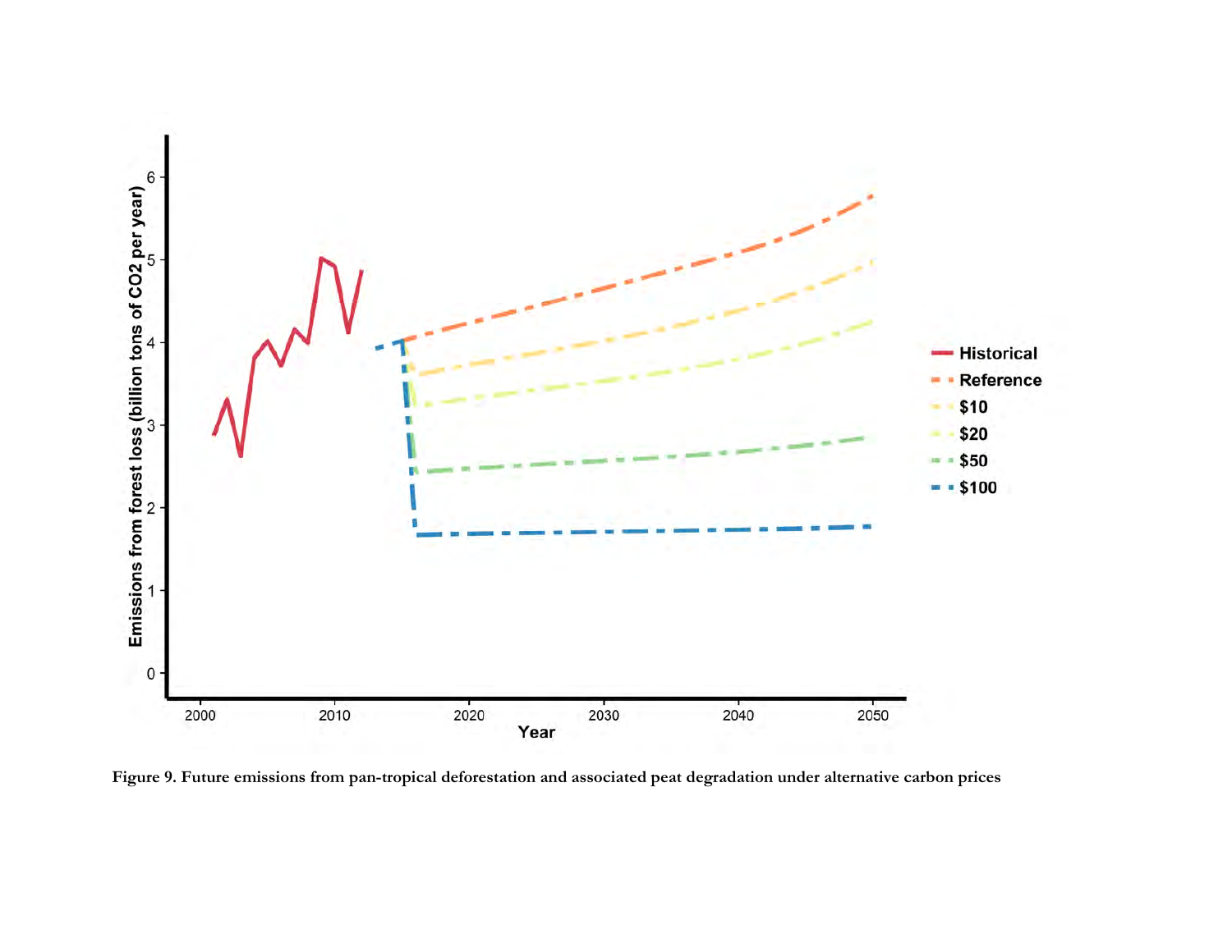**Figure 9. Future emissions from pan-tropical deforestation and associated peat degradation under alternative carbon prices**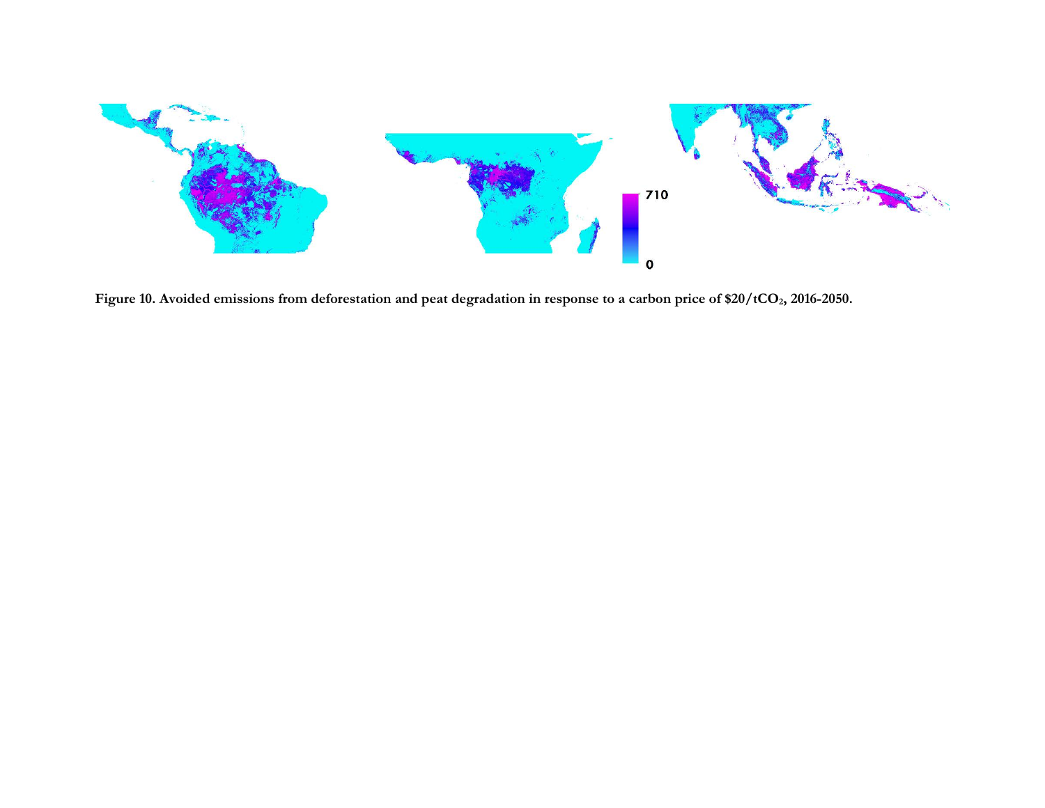**Figure 10. Avoided emissions from deforestation and peat degradation in response to a carbon price of $20/tCO_2$, 2016-2050.**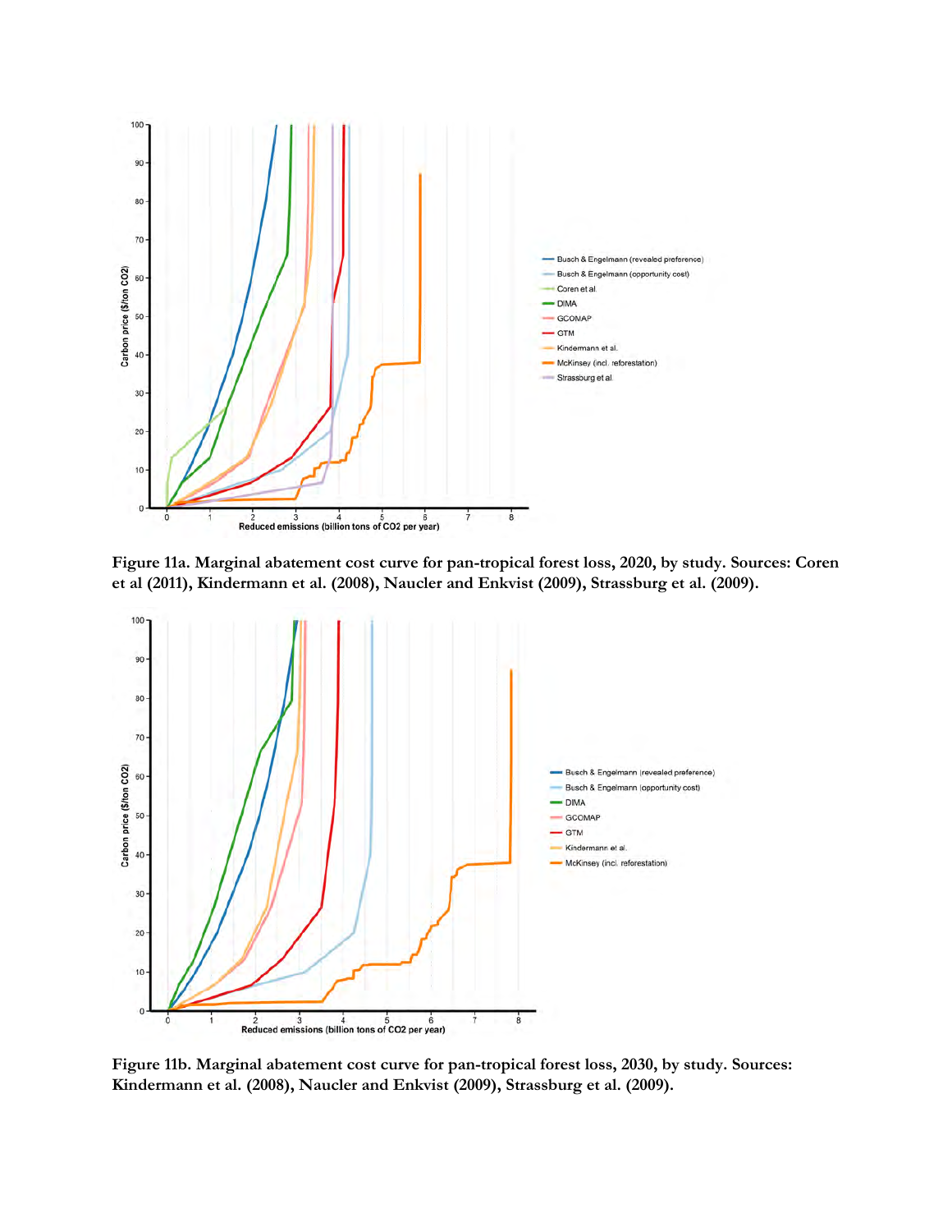**Figure 11a. Marginal abatement cost curve for pan-tropical forest loss, 2020, by study. Sources: Coren et al (2011), Kindermann et al. (2008), Naucler and Enkvist (2009), Strassburg et al. (2009).**

**Figure 11b. Marginal abatement cost curve for pan-tropical forest loss, 2030, by study. Sources: Kindermann et al. (2008), Naucler and Enkvist (2009), Strassburg et al. (2009).**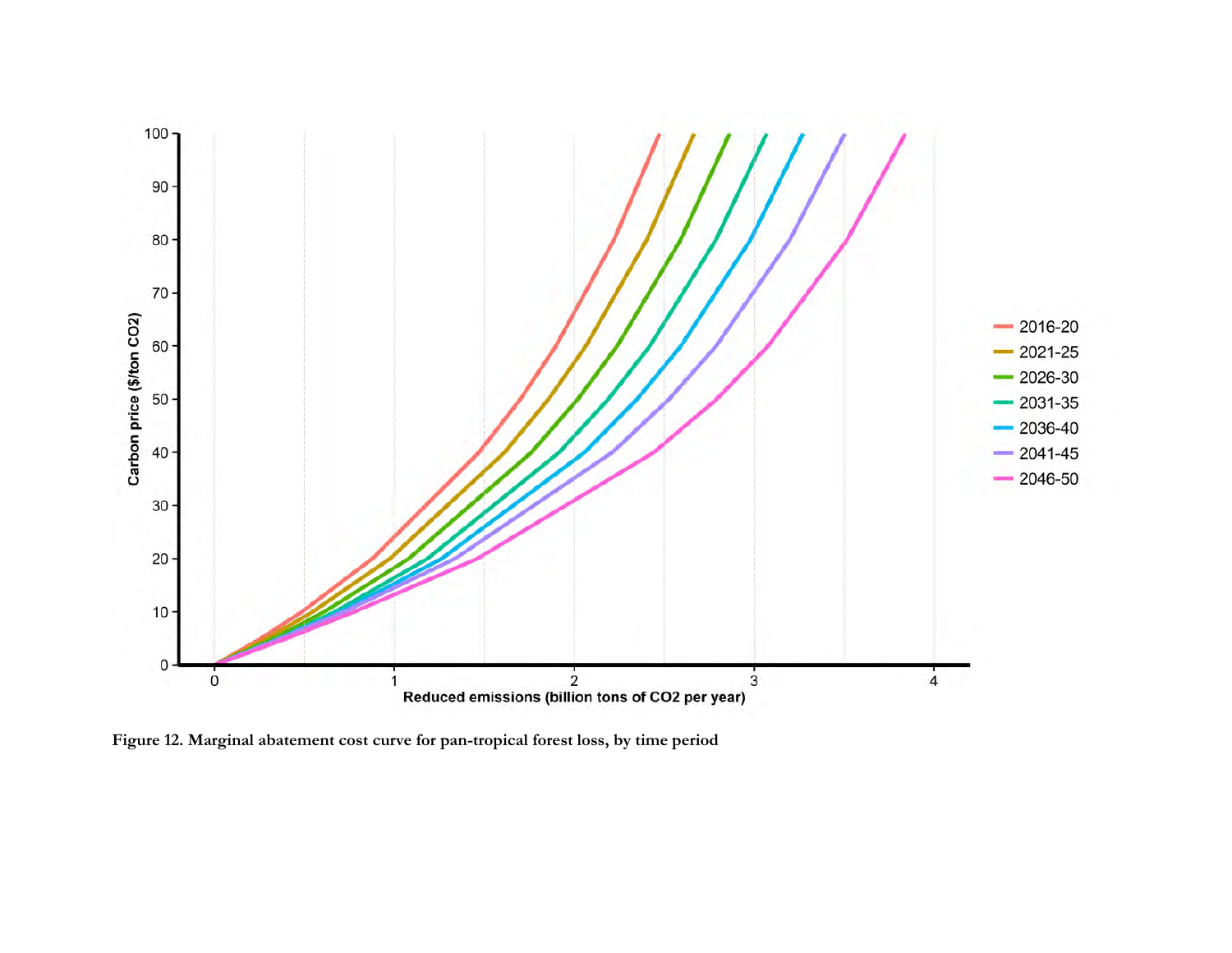**Figure 12. Marginal abatement cost curve for pan-tropical forest loss, by time period**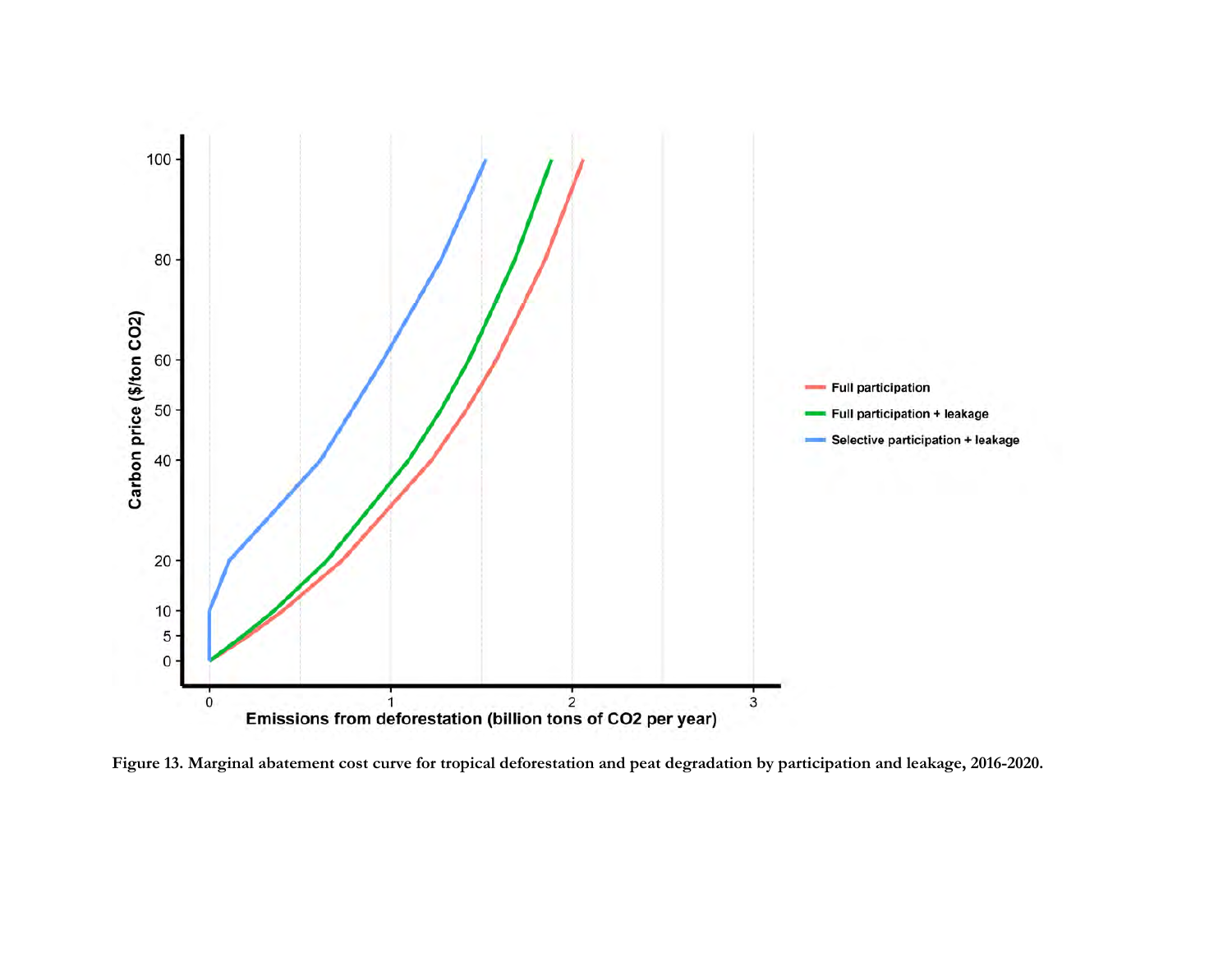Carbon price ($/ton CO2)

100
80
60
50
40
20
10
5
0

0
1
2
3

Emissions from deforestation (billion tons of CO2 per year)

Full participation
Full participation + leakage
Selective participation + leakage

**Figure 13. Marginal abatement cost curve for tropical deforestation and peat degradation by participation and leakage, 2016-2020.**